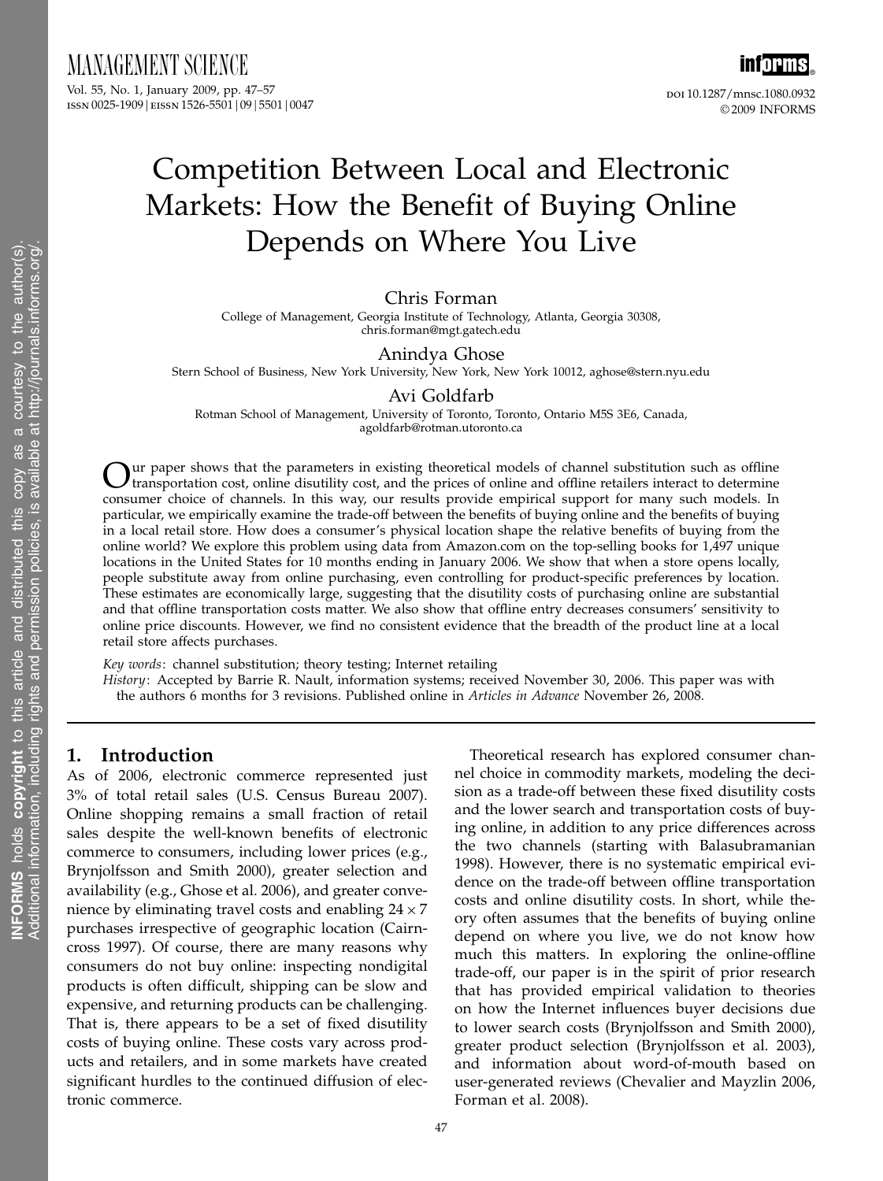# Competition Between Local and Electronic Markets: How the Benefit of Buying Online Depends on Where You Live

Chris Forman
College of Management, Georgia Institute of Technology, Atlanta, Georgia 30308, chris.forman@mgt.gatech.edu

Anindya Ghose
Stern School of Business, New York University, New York, New York 10012, aghose@stern.nyu.edu

Avi Goldfarb
Rotman School of Management, University of Toronto, Toronto, Ontario M5S 3E6, Canada, agoldfarb@rotman.utoronto.ca

Our paper shows that the parameters in existing theoretical models of channel substitution such as offline transportation cost, online disutility cost, and the prices of online and offline retailers interact to determine consumer choice of channels. In this way, our results provide empirical support for many such models. In particular, we empirically examine the trade-off between the benefits of buying online and the benefits of buying in a local retail store. How does a consumer's physical location shape the relative benefits of buying from the online world? We explore this problem using data from Amazon.com on the top-selling books for 1,497 unique locations in the United States for 10 months ending in January 2006. We show that when a store opens locally, people substitute away from online purchasing, even controlling for product-specific preferences by location. These estimates are economically large, suggesting that the disutility costs of purchasing online are substantial and that offline transportation costs matter. We also show that offline entry decreases consumers' sensitivity to online price discounts. However, we find no consistent evidence that the breadth of the product line at a local retail store affects purchases.

*Key words*: channel substitution; theory testing; Internet retailing

*History*: Accepted by Barrie R. Nault, information systems; received November 30, 2006. This paper was with the authors 6 months for 3 revisions. Published online in *Articles in Advance* November 26, 2008.

## 1. Introduction

As of 2006, electronic commerce represented just 3% of total retail sales (U.S. Census Bureau 2007). Online shopping remains a small fraction of retail sales despite the well-known benefits of electronic commerce to consumers, including lower prices (e.g., Brynjolfsson and Smith 2000), greater selection and availability (e.g., Ghose et al. 2006), and greater convenience by eliminating travel costs and enabling $24 \times 7$ purchases irrespective of geographic location (Cairncross 1997). Of course, there are many reasons why consumers do not buy online: inspecting nondigital products is often difficult, shipping can be slow and expensive, and returning products can be challenging. That is, there appears to be a set of fixed disutility costs of buying online. These costs vary across products and retailers, and in some markets have created significant hurdles to the continued diffusion of electronic commerce.

Theoretical research has explored consumer channel choice in commodity markets, modeling the decision as a trade-off between these fixed disutility costs and the lower search and transportation costs of buying online, in addition to any price differences across the two channels (starting with Balasubramanian 1998). However, there is no systematic empirical evidence on the trade-off between offline transportation costs and online disutility costs. In short, while theory often assumes that the benefits of buying online depend on where you live, we do not know how much this matters. In exploring the online-offline trade-off, our paper is in the spirit of prior research that has provided empirical validation to theories on how the Internet influences buyer decisions due to lower search costs (Brynjolfsson and Smith 2000), greater product selection (Brynjolfsson et al. 2003), and information about word-of-mouth based on user-generated reviews (Chevalier and Mayzlin 2006, Forman et al. 2008).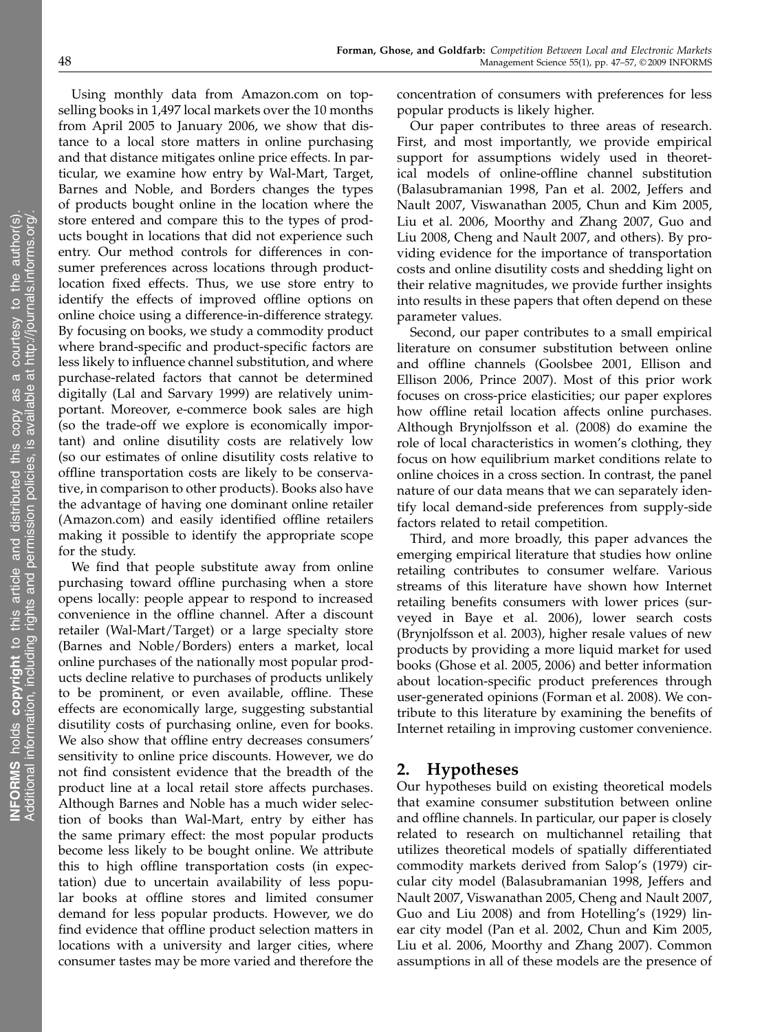Using monthly data from Amazon.com on top-selling books in 1,497 local markets over the 10 months from April 2005 to January 2006, we show that distance to a local store matters in online purchasing and that distance mitigates online price effects. In particular, we examine how entry by Wal-Mart, Target, Barnes and Noble, and Borders changes the types of products bought online in the location where the store entered and compare this to the types of products bought in locations that did not experience such entry. Our method controls for differences in consumer preferences across locations through product-location fixed effects. Thus, we use store entry to identify the effects of improved offline options on online choice using a difference-in-difference strategy. By focusing on books, we study a commodity product where brand-specific and product-specific factors are less likely to influence channel substitution, and where purchase-related factors that cannot be determined digitally (Lal and Sarvary 1999) are relatively unimportant. Moreover, e-commerce book sales are high (so the trade-off we explore is economically important) and online disutility costs are relatively low (so our estimates of online disutility costs relative to offline transportation costs are likely to be conservative, in comparison to other products). Books also have the advantage of having one dominant online retailer (Amazon.com) and easily identified offline retailers making it possible to identify the appropriate scope for the study.

We find that people substitute away from online purchasing toward offline purchasing when a store opens locally: people appear to respond to increased convenience in the offline channel. After a discount retailer (Wal-Mart/Target) or a large specialty store (Barnes and Noble/Borders) enters a market, local online purchases of the nationally most popular products decline relative to purchases of products unlikely to be prominent, or even available, offline. These effects are economically large, suggesting substantial disutility costs of purchasing online, even for books. We also show that offline entry decreases consumers' sensitivity to online price discounts. However, we do not find consistent evidence that the breadth of the product line at a local retail store affects purchases. Although Barnes and Noble has a much wider selection of books than Wal-Mart, entry by either has the same primary effect: the most popular products become less likely to be bought online. We attribute this to high offline transportation costs (in expectation) due to uncertain availability of less popular books at offline stores and limited consumer demand for less popular products. However, we do find evidence that offline product selection matters in locations with a university and larger cities, where consumer tastes may be more varied and therefore the concentration of consumers with preferences for less popular products is likely higher.

Our paper contributes to three areas of research. First, and most importantly, we provide empirical support for assumptions widely used in theoretical models of online-offline channel substitution (Balasubramanian 1998, Pan et al. 2002, Jeffers and Nault 2007, Viswanathan 2005, Chun and Kim 2005, Liu et al. 2006, Moorthy and Zhang 2007, Guo and Liu 2008, Cheng and Nault 2007, and others). By providing evidence for the importance of transportation costs and online disutility costs and shedding light on their relative magnitudes, we provide further insights into results in these papers that often depend on these parameter values.

Second, our paper contributes to a small empirical literature on consumer substitution between online and offline channels (Goolsbee 2001, Ellison and Ellison 2006, Prince 2007). Most of this prior work focuses on cross-price elasticities; our paper explores how offline retail location affects online purchases. Although Brynjolfsson et al. (2008) do examine the role of local characteristics in women's clothing, they focus on how equilibrium market conditions relate to online choices in a cross section. In contrast, the panel nature of our data means that we can separately identify local demand-side preferences from supply-side factors related to retail competition.

Third, and more broadly, this paper advances the emerging empirical literature that studies how online retailing contributes to consumer welfare. Various streams of this literature have shown how Internet retailing benefits consumers with lower prices (surveyed in Baye et al. 2006), lower search costs (Brynjolfsson et al. 2003), higher resale values of new products by providing a more liquid market for used books (Ghose et al. 2005, 2006) and better information about location-specific product preferences through user-generated opinions (Forman et al. 2008). We contribute to this literature by examining the benefits of Internet retailing in improving customer convenience.

## 2. Hypotheses

Our hypotheses build on existing theoretical models that examine consumer substitution between online and offline channels. In particular, our paper is closely related to research on multichannel retailing that utilizes theoretical models of spatially differentiated commodity markets derived from Salop's (1979) circular city model (Balasubramanian 1998, Jeffers and Nault 2007, Viswanathan 2005, Cheng and Nault 2007, Guo and Liu 2008) and from Hotelling's (1929) linear city model (Pan et al. 2002, Chun and Kim 2005, Liu et al. 2006, Moorthy and Zhang 2007). Common assumptions in all of these models are the presence of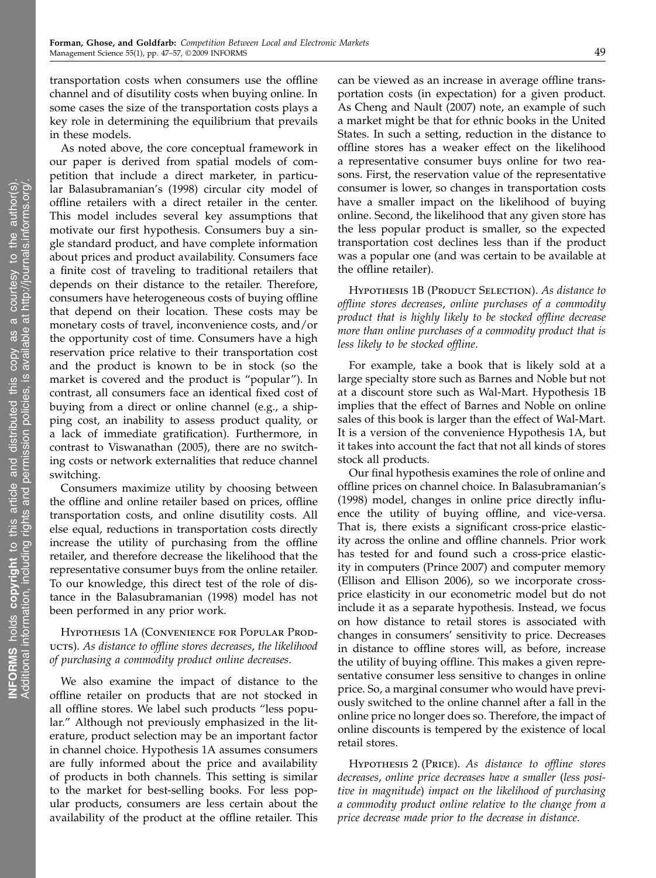transportation costs when consumers use the offline channel and of disutility costs when buying online. In some cases the size of the transportation costs plays a key role in determining the equilibrium that prevails in these models.

As noted above, the core conceptual framework in our paper is derived from spatial models of competition that include a direct marketer, in particular Balasubramanian's (1998) circular city model of offline retailers with a direct retailer in the center. This model includes several key assumptions that motivate our first hypothesis. Consumers buy a single standard product, and have complete information about prices and product availability. Consumers face a finite cost of traveling to traditional retailers that depends on their distance to the retailer. Therefore, consumers have heterogeneous costs of buying offline that depend on their location. These costs may be monetary costs of travel, inconvenience costs, and/or the opportunity cost of time. Consumers have a high reservation price relative to their transportation cost and the product is known to be in stock (so the market is covered and the product is "popular"). In contrast, all consumers face an identical fixed cost of buying from a direct or online channel (e.g., a shipping cost, an inability to assess product quality, or a lack of immediate gratification). Furthermore, in contrast to Viswanathan (2005), there are no switching costs or network externalities that reduce channel switching.

Consumers maximize utility by choosing between the offline and online retailer based on prices, offline transportation costs, and online disutility costs. All else equal, reductions in transportation costs directly increase the utility of purchasing from the offline retailer, and therefore decrease the likelihood that the representative consumer buys from the online retailer. To our knowledge, this direct test of the role of distance in the Balasubramanian (1998) model has not been performed in any prior work.

Hypothesis 1A (Convenience for Popular Products). *As distance to offline stores decreases, the likelihood of purchasing a commodity product online decreases.*

We also examine the impact of distance to the offline retailer on products that are not stocked in all offline stores. We label such products "less popular." Although not previously emphasized in the literature, product selection may be an important factor in channel choice. Hypothesis 1A assumes consumers are fully informed about the price and availability of products in both channels. This setting is similar to the market for best-selling books. For less popular products, consumers are less certain about the availability of the product at the offline retailer. This can be viewed as an increase in average offline transportation costs (in expectation) for a given product. As Cheng and Nault (2007) note, an example of such a market might be that for ethnic books in the United States. In such a setting, reduction in the distance to offline stores has a weaker effect on the likelihood a representative consumer buys online for two reasons. First, the reservation value of the representative consumer is lower, so changes in transportation costs have a smaller impact on the likelihood of buying online. Second, the likelihood that any given store has the less popular product is smaller, so the expected transportation cost declines less than if the product was a popular one (and was certain to be available at the offline retailer).

Hypothesis 1B (Product Selection). *As distance to offline stores decreases, online purchases of a commodity product that is highly likely to be stocked offline decrease more than online purchases of a commodity product that is less likely to be stocked offline.*

For example, take a book that is likely sold at a large specialty store such as Barnes and Noble but not at a discount store such as Wal-Mart. Hypothesis 1B implies that the effect of Barnes and Noble on online sales of this book is larger than the effect of Wal-Mart. It is a version of the convenience Hypothesis 1A, but it takes into account the fact that not all kinds of stores stock all products.

Our final hypothesis examines the role of online and offline prices on channel choice. In Balasubramanian's (1998) model, changes in online price directly influence the utility of buying offline, and vice-versa. That is, there exists a significant cross-price elasticity across the online and offline channels. Prior work has tested for and found such a cross-price elasticity in computers (Prince 2007) and computer memory (Ellison and Ellison 2006), so we incorporate cross-price elasticity in our econometric model but do not include it as a separate hypothesis. Instead, we focus on how distance to retail stores is associated with changes in consumers' sensitivity to price. Decreases in distance to offline stores will, as before, increase the utility of buying offline. This makes a given representative consumer less sensitive to changes in online price. So, a marginal consumer who would have previously switched to the online channel after a fall in the online price no longer does so. Therefore, the impact of online discounts is tempered by the existence of local retail stores.

Hypothesis 2 (Price). *As distance to offline stores decreases, online price decreases have a smaller (less positive in magnitude) impact on the likelihood of purchasing a commodity product online relative to the change from a price decrease made prior to the decrease in distance.*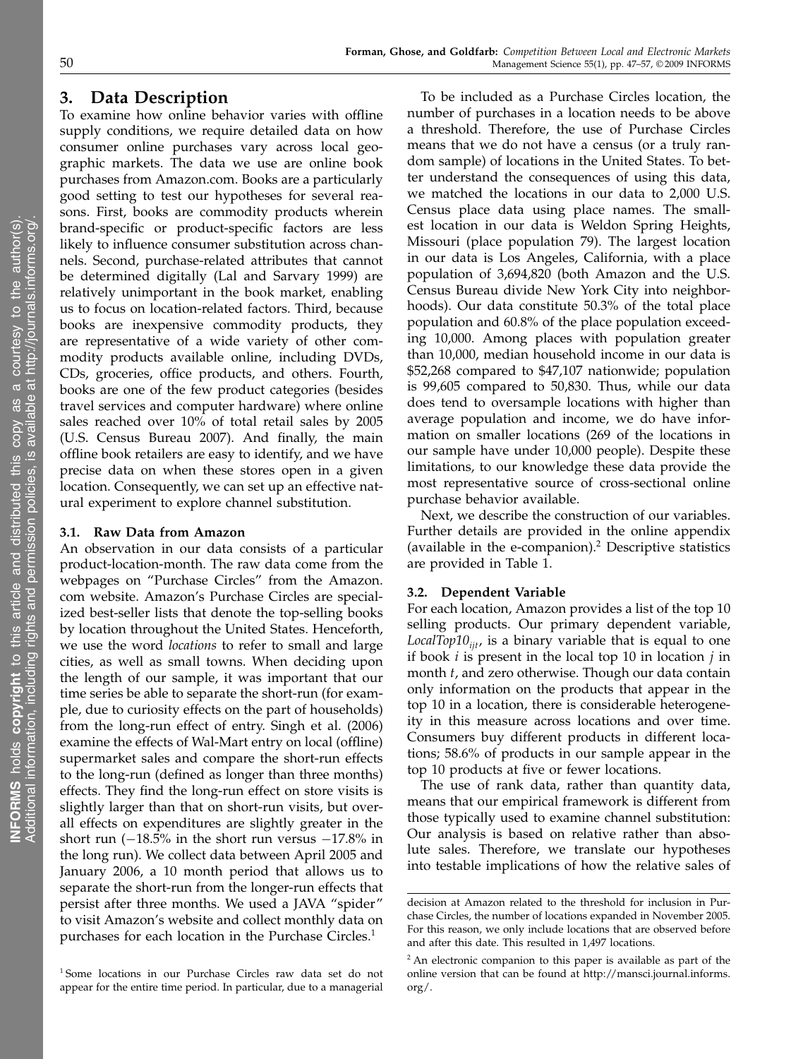## 3. Data Description

To examine how online behavior varies with offline supply conditions, we require detailed data on how consumer online purchases vary across local geographic markets. The data we use are online book purchases from Amazon.com. Books are a particularly good setting to test our hypotheses for several reasons. First, books are commodity products wherein brand-specific or product-specific factors are less likely to influence consumer substitution across channels. Second, purchase-related attributes that cannot be determined digitally (Lal and Sarvary 1999) are relatively unimportant in the book market, enabling us to focus on location-related factors. Third, because books are inexpensive commodity products, they are representative of a wide variety of other commodity products available online, including DVDs, CDs, groceries, office products, and others. Fourth, books are one of the few product categories (besides travel services and computer hardware) where online sales reached over 10% of total retail sales by 2005 (U.S. Census Bureau 2007). And finally, the main offline book retailers are easy to identify, and we have precise data on when these stores open in a given location. Consequently, we can set up an effective natural experiment to explore channel substitution.

### 3.1. Raw Data from Amazon

An observation in our data consists of a particular product-location-month. The raw data come from the webpages on "Purchase Circles" from the Amazon.com website. Amazon's Purchase Circles are specialized best-seller lists that denote the top-selling books by location throughout the United States. Henceforth, we use the word *locations* to refer to small and large cities, as well as small towns. When deciding upon the length of our sample, it was important that our time series be able to separate the short-run (for example, due to curiosity effects on the part of households) from the long-run effect of entry. Singh et al. (2006) examine the effects of Wal-Mart entry on local (offline) supermarket sales and compare the short-run effects to the long-run (defined as longer than three months) effects. They find the long-run effect on store visits is slightly larger than that on short-run visits, but overall effects on expenditures are slightly greater in the short run (−18.5% in the short run versus −17.8% in the long run). We collect data between April 2005 and January 2006, a 10 month period that allows us to separate the short-run from the longer-run effects that persist after three months. We used a JAVA "spider" to visit Amazon's website and collect monthly data on purchases for each location in the Purchase Circles.[1]

To be included as a Purchase Circles location, the number of purchases in a location needs to be above a threshold. Therefore, the use of Purchase Circles means that we do not have a census (or a truly random sample) of locations in the United States. To better understand the consequences of using this data, we matched the locations in our data to 2,000 U.S. Census place data using place names. The smallest location in our data is Weldon Spring Heights, Missouri (place population 79). The largest location in our data is Los Angeles, California, with a place population of 3,694,820 (both Amazon and the U.S. Census Bureau divide New York City into neighborhoods). Our data constitute 50.3% of the total place population and 60.8% of the place population exceeding 10,000. Among places with population greater than 10,000, median household income in our data is $52,268 compared to $47,107 nationwide; population is 99,605 compared to 50,830. Thus, while our data does tend to oversample locations with higher than average population and income, we do have information on smaller locations (269 of the locations in our sample have under 10,000 people). Despite these limitations, to our knowledge these data provide the most representative source of cross-sectional online purchase behavior available.

Next, we describe the construction of our variables. Further details are provided in the online appendix (available in the e-companion).[2] Descriptive statistics are provided in Table 1.

### 3.2. Dependent Variable

For each location, Amazon provides a list of the top 10 selling products. Our primary dependent variable, $LocalTop10_{ijt}$, is a binary variable that is equal to one if book $i$ is present in the local top 10 in location $j$ in month $t$, and zero otherwise. Though our data contain only information on the products that appear in the top 10 in a location, there is considerable heterogeneity in this measure across locations and over time. Consumers buy different products in different locations; 58.6% of products in our sample appear in the top 10 products at five or fewer locations.

The use of rank data, rather than quantity data, means that our empirical framework is different from those typically used to examine channel substitution: Our analysis is based on relative rather than absolute sales. Therefore, we translate our hypotheses into testable implications of how the relative sales of

---

[1] Some locations in our Purchase Circles raw data set do not appear for the entire time period. In particular, due to a managerial decision at Amazon related to the threshold for inclusion in Purchase Circles, the number of locations expanded in November 2005. For this reason, we only include locations that are observed before and after this date. This resulted in 1,497 locations.

[2] An electronic companion to this paper is available as part of the online version that can be found at http://mansci.journal.informs.org/.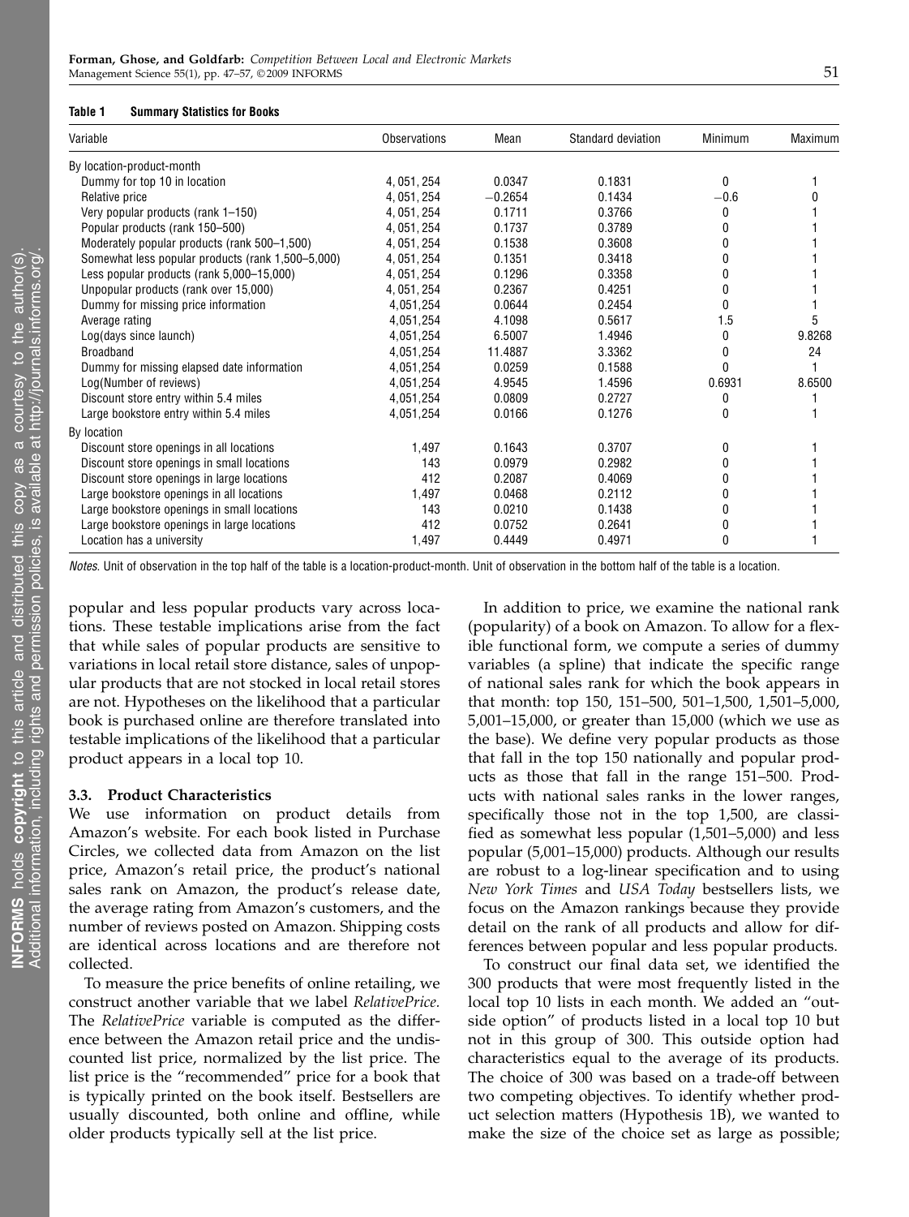**Table 1 Summary Statistics for Books**

| Variable | Observations | Mean | Standard deviation | Minimum | Maximum |
|---|---|---|---|---|---|
| By location-product-month | | | | | |
| Dummy for top 10 in location | 4, 051, 254 | 0.0347 | 0.1831 | 0 | 1 |
| Relative price | 4, 051, 254 | −0.2654 | 0.1434 | −0.6 | 0 |
| Very popular products (rank 1–150) | 4, 051, 254 | 0.1711 | 0.3766 | 0 | 1 |
| Popular products (rank 150–500) | 4, 051, 254 | 0.1737 | 0.3789 | 0 | 1 |
| Moderately popular products (rank 500–1,500) | 4, 051, 254 | 0.1538 | 0.3608 | 0 | 1 |
| Somewhat less popular products (rank 1,500–5,000) | 4, 051, 254 | 0.1351 | 0.3418 | 0 | 1 |
| Less popular products (rank 5,000–15,000) | 4, 051, 254 | 0.1296 | 0.3358 | 0 | 1 |
| Unpopular products (rank over 15,000) | 4, 051, 254 | 0.2367 | 0.4251 | 0 | 1 |
| Dummy for missing price information | 4,051,254 | 0.0644 | 0.2454 | 0 | 1 |
| Average rating | 4,051,254 | 4.1098 | 0.5617 | 1.5 | 5 |
| Log(days since launch) | 4,051,254 | 6.5007 | 1.4946 | 0 | 9.8268 |
| Broadband | 4,051,254 | 11.4887 | 3.3362 | 0 | 24 |
| Dummy for missing elapsed date information | 4,051,254 | 0.0259 | 0.1588 | 0 | 1 |
| Log(Number of reviews) | 4,051,254 | 4.9545 | 1.4596 | 0.6931 | 8.6500 |
| Discount store entry within 5.4 miles | 4,051,254 | 0.0809 | 0.2727 | 0 | 1 |
| Large bookstore entry within 5.4 miles | 4,051,254 | 0.0166 | 0.1276 | 0 | 1 |
| By location | | | | | |
| Discount store openings in all locations | 1,497 | 0.1643 | 0.3707 | 0 | 1 |
| Discount store openings in small locations | 143 | 0.0979 | 0.2982 | 0 | 1 |
| Discount store openings in large locations | 412 | 0.2087 | 0.4069 | 0 | 1 |
| Large bookstore openings in all locations | 1,497 | 0.0468 | 0.2112 | 0 | 1 |
| Large bookstore openings in small locations | 143 | 0.0210 | 0.1438 | 0 | 1 |
| Large bookstore openings in large locations | 412 | 0.0752 | 0.2641 | 0 | 1 |
| Location has a university | 1,497 | 0.4449 | 0.4971 | 0 | 1 |

*Notes.* Unit of observation in the top half of the table is a location-product-month. Unit of observation in the bottom half of the table is a location.

popular and less popular products vary across locations. These testable implications arise from the fact that while sales of popular products are sensitive to variations in local retail store distance, sales of unpopular products that are not stocked in local retail stores are not. Hypotheses on the likelihood that a particular book is purchased online are therefore translated into testable implications of the likelihood that a particular product appears in a local top 10.

### 3.3. Product Characteristics

We use information on product details from Amazon's website. For each book listed in Purchase Circles, we collected data from Amazon on the list price, Amazon's retail price, the product's national sales rank on Amazon, the product's release date, the average rating from Amazon's customers, and the number of reviews posted on Amazon. Shipping costs are identical across locations and are therefore not collected.

To measure the price benefits of online retailing, we construct another variable that we label *RelativePrice.* The *RelativePrice* variable is computed as the difference between the Amazon retail price and the undiscounted list price, normalized by the list price. The list price is the "recommended" price for a book that is typically printed on the book itself. Bestsellers are usually discounted, both online and offline, while older products typically sell at the list price.

In addition to price, we examine the national rank (popularity) of a book on Amazon. To allow for a flexible functional form, we compute a series of dummy variables (a spline) that indicate the specific range of national sales rank for which the book appears in that month: top 150, 151–500, 501–1,500, 1,501–5,000, 5,001–15,000, or greater than 15,000 (which we use as the base). We define very popular products as those that fall in the top 150 nationally and popular products as those that fall in the range 151–500. Products with national sales ranks in the lower ranges, specifically those not in the top 1,500, are classified as somewhat less popular (1,501–5,000) and less popular (5,001–15,000) products. Although our results are robust to a log-linear specification and to using *New York Times* and *USA Today* bestsellers lists, we focus on the Amazon rankings because they provide detail on the rank of all products and allow for differences between popular and less popular products.

To construct our final data set, we identified the 300 products that were most frequently listed in the local top 10 lists in each month. We added an "outside option" of products listed in a local top 10 but not in this group of 300. This outside option had characteristics equal to the average of its products. The choice of 300 was based on a trade-off between two competing objectives. To identify whether product selection matters (Hypothesis 1B), we wanted to make the size of the choice set as large as possible;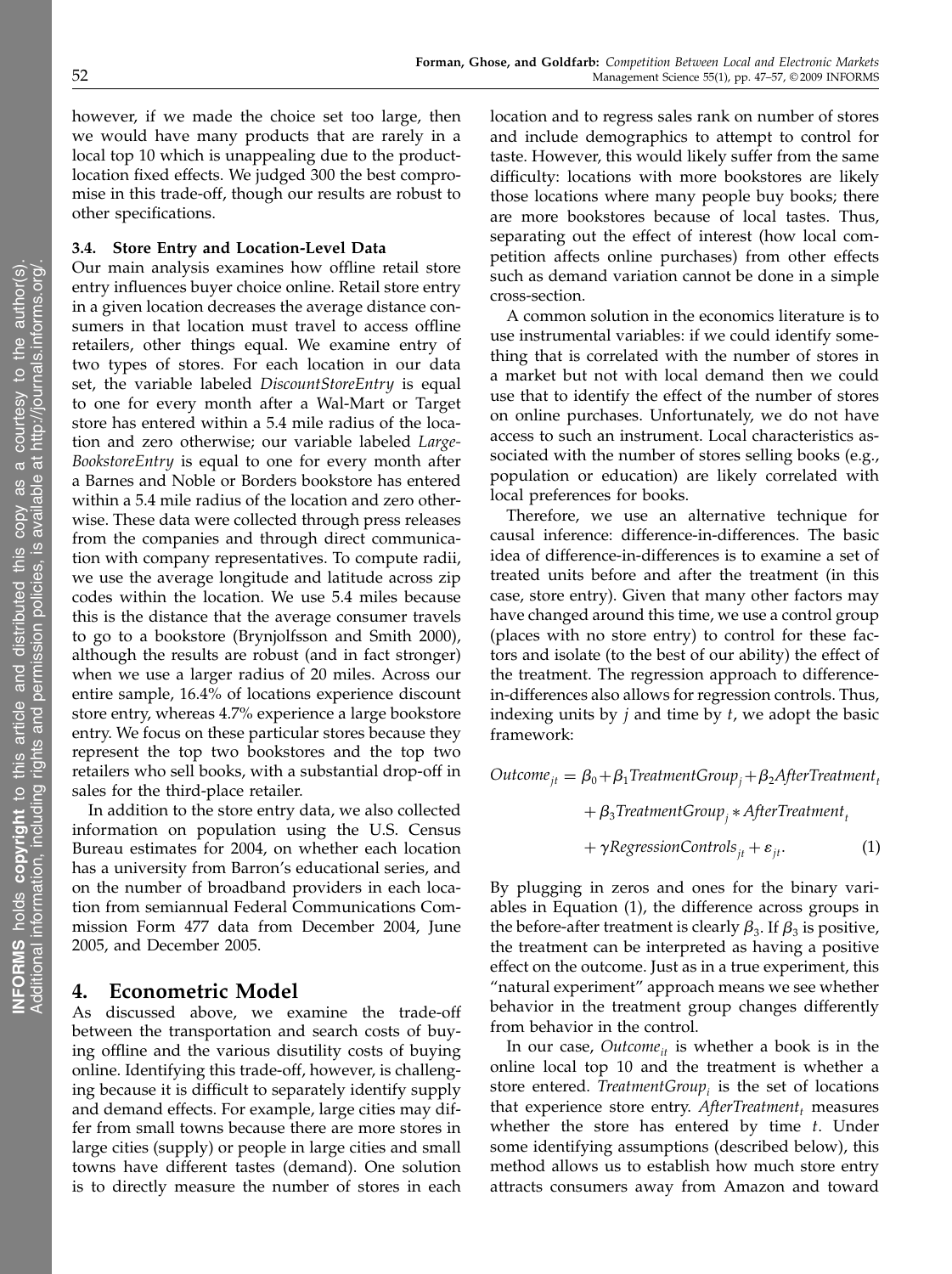however, if we made the choice set too large, then we would have many products that are rarely in a local top 10 which is unappealing due to the product-location fixed effects. We judged 300 the best compromise in this trade-off, though our results are robust to other specifications.

### 3.4. Store Entry and Location-Level Data

Our main analysis examines how offline retail store entry influences buyer choice online. Retail store entry in a given location decreases the average distance consumers in that location must travel to access offline retailers, other things equal. We examine entry of two types of stores. For each location in our data set, the variable labeled *DiscountStoreEntry* is equal to one for every month after a Wal-Mart or Target store has entered within a 5.4 mile radius of the location and zero otherwise; our variable labeled *LargeBookstoreEntry* is equal to one for every month after a Barnes and Noble or Borders bookstore has entered within a 5.4 mile radius of the location and zero otherwise. These data were collected through press releases from the companies and through direct communication with company representatives. To compute radii, we use the average longitude and latitude across zip codes within the location. We use 5.4 miles because this is the distance that the average consumer travels to go to a bookstore (Brynjolfsson and Smith 2000), although the results are robust (and in fact stronger) when we use a larger radius of 20 miles. Across our entire sample, 16.4% of locations experience discount store entry, whereas 4.7% experience a large bookstore entry. We focus on these particular stores because they represent the top two bookstores and the top two retailers who sell books, with a substantial drop-off in sales for the third-place retailer.

In addition to the store entry data, we also collected information on population using the U.S. Census Bureau estimates for 2004, on whether each location has a university from Barron's educational series, and on the number of broadband providers in each location from semiannual Federal Communications Commission Form 477 data from December 2004, June 2005, and December 2005.

## 4. Econometric Model

As discussed above, we examine the trade-off between the transportation and search costs of buying offline and the various disutility costs of buying online. Identifying this trade-off, however, is challenging because it is difficult to separately identify supply and demand effects. For example, large cities may differ from small towns because there are more stores in large cities (supply) or people in large cities and small towns have different tastes (demand). One solution is to directly measure the number of stores in each location and to regress sales rank on number of stores and include demographics to attempt to control for taste. However, this would likely suffer from the same difficulty: locations with more bookstores are likely those locations where many people buy books; there are more bookstores because of local tastes. Thus, separating out the effect of interest (how local competition affects online purchases) from other effects such as demand variation cannot be done in a simple cross-section.

A common solution in the economics literature is to use instrumental variables: if we could identify something that is correlated with the number of stores in a market but not with local demand then we could use that to identify the effect of the number of stores on online purchases. Unfortunately, we do not have access to such an instrument. Local characteristics associated with the number of stores selling books (e.g., population or education) are likely correlated with local preferences for books.

Therefore, we use an alternative technique for causal inference: difference-in-differences. The basic idea of difference-in-differences is to examine a set of treated units before and after the treatment (in this case, store entry). Given that many other factors may have changed around this time, we use a control group (places with no store entry) to control for these factors and isolate (to the best of our ability) the effect of the treatment. The regression approach to difference-in-differences also allows for regression controls. Thus, indexing units by $j$ and time by $t$, we adopt the basic framework:

$$Outcome_{jt} = \beta_0 + \beta_1 TreatmentGroup_j + \beta_2 AfterTreatment_t + \beta_3 TreatmentGroup_j * AfterTreatment_t + \gamma RegressionControls_{jt} + \varepsilon_{jt}. \quad (1)$$

By plugging in zeros and ones for the binary variables in Equation (1), the difference across groups in the before-after treatment is clearly $\beta_3$. If $\beta_3$ is positive, the treatment can be interpreted as having a positive effect on the outcome. Just as in a true experiment, this "natural experiment" approach means we see whether behavior in the treatment group changes differently from behavior in the control.

In our case, $Outcome_{it}$ is whether a book is in the online local top 10 and the treatment is whether a store entered. $TreatmentGroup_i$ is the set of locations that experience store entry. $AfterTreatment_t$ measures whether the store has entered by time $t$. Under some identifying assumptions (described below), this method allows us to establish how much store entry attracts consumers away from Amazon and toward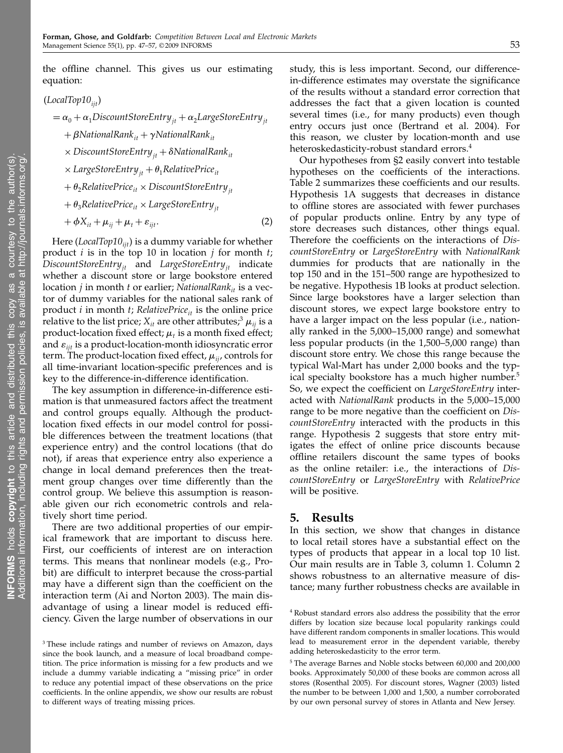the offline channel. This gives us our estimating equation:

$$
\begin{aligned}
(LocalTop10_{ijt}) &= \alpha_0 + \alpha_1 DiscountStoreEntry_{jt} + \alpha_2 LargeStoreEntry_{jt} \\
&\quad + \beta NationalRank_{it} + \gamma NationalRank_{it} \\
&\quad \times DiscountStoreEntry_{jt} + \delta NationalRank_{it} \\
&\quad \times LargeStoreEntry_{jt} + \theta_1 RelativePrice_{it} \\
&\quad + \theta_2 RelativePrice_{it} \times DiscountStoreEntry_{jt} \\
&\quad + \theta_3 RelativePrice_{it} \times LargeStoreEntry_{jt} \\
&\quad + \phi X_{it} + \mu_{ij} + \mu_t + \varepsilon_{ijt}. \qquad (2)
\end{aligned}
$$

Here ($LocalTop10_{ijt}$) is a dummy variable for whether product $i$ is in the top 10 in location $j$ for month $t$; $DiscountStoreEntry_{jt}$ and $LargeStoreEntry_{jt}$ indicate whether a discount store or large bookstore entered location $j$ in month $t$ or earlier; $NationalRank_{it}$ is a vector of dummy variables for the national sales rank of product $i$ in month $t$; $RelativePrice_{it}$ is the online price relative to the list price; $X_{it}$ are other attributes;[3] $\mu_{ij}$ is a product-location fixed effect; $\mu_t$ is a month fixed effect; and $\varepsilon_{ijt}$ is a product-location-month idiosyncratic error term. The product-location fixed effect, $\mu_{ij}$, controls for all time-invariant location-specific preferences and is key to the difference-in-difference identification.

The key assumption in difference-in-difference estimation is that unmeasured factors affect the treatment and control groups equally. Although the product-location fixed effects in our model control for possible differences between the treatment locations (that experience entry) and the control locations (that do not), if areas that experience entry also experience a change in local demand preferences then the treatment group changes over time differently than the control group. We believe this assumption is reasonable given our rich econometric controls and relatively short time period.

There are two additional properties of our empirical framework that are important to discuss here. First, our coefficients of interest are on interaction terms. This means that nonlinear models (e.g., Probit) are difficult to interpret because the cross-partial may have a different sign than the coefficient on the interaction term (Ai and Norton 2003). The main disadvantage of using a linear model is reduced efficiency. Given the large number of observations in our study, this is less important. Second, our difference-in-difference estimates may overstate the significance of the results without a standard error correction that addresses the fact that a given location is counted several times (i.e., for many products) even though entry occurs just once (Bertrand et al. 2004). For this reason, we cluster by location-month and use heteroskedasticity-robust standard errors.[4]

Our hypotheses from §2 easily convert into testable hypotheses on the coefficients of the interactions. Table 2 summarizes these coefficients and our results. Hypothesis 1A suggests that decreases in distance to offline stores are associated with fewer purchases of popular products online. Entry by any type of store decreases such distances, other things equal. Therefore the coefficients on the interactions of *DiscountStoreEntry* or *LargeStoreEntry* with *NationalRank* dummies for products that are nationally in the top 150 and in the 151–500 range are hypothesized to be negative. Hypothesis 1B looks at product selection. Since large bookstores have a larger selection than discount stores, we expect large bookstore entry to have a larger impact on the less popular (i.e., nationally ranked in the 5,000–15,000 range) and somewhat less popular products (in the 1,500–5,000 range) than discount store entry. We chose this range because the typical Wal-Mart has under 2,000 books and the typical specialty bookstore has a much higher number.[5] So, we expect the coefficient on *LargeStoreEntry* interacted with *NationalRank* products in the 5,000–15,000 range to be more negative than the coefficient on *DiscountStoreEntry* interacted with the products in this range. Hypothesis 2 suggests that store entry mitigates the effect of online price discounts because offline retailers discount the same types of books as the online retailer: i.e., the interactions of *DiscountStoreEntry* or *LargeStoreEntry* with *RelativePrice* will be positive.

## 5. Results

In this section, we show that changes in distance to local retail stores have a substantial effect on the types of products that appear in a local top 10 list. Our main results are in Table 3, column 1. Column 2 shows robustness to an alternative measure of distance; many further robustness checks are available in

---

[3] These include ratings and number of reviews on Amazon, days since the book launch, and a measure of local broadband competition. The price information is missing for a few products and we include a dummy variable indicating a "missing price" in order to reduce any potential impact of these observations on the price coefficients. In the online appendix, we show our results are robust to different ways of treating missing prices.

[4] Robust standard errors also address the possibility that the error differs by location size because local popularity rankings could have different random components in smaller locations. This would lead to measurement error in the dependent variable, thereby adding heteroskedasticity to the error term.

[5] The average Barnes and Noble stocks between 60,000 and 200,000 books. Approximately 50,000 of these books are common across all stores (Rosenthal 2005). For discount stores, Wagner (2003) listed the number to be between 1,000 and 1,500, a number corroborated by our own personal survey of stores in Atlanta and New Jersey.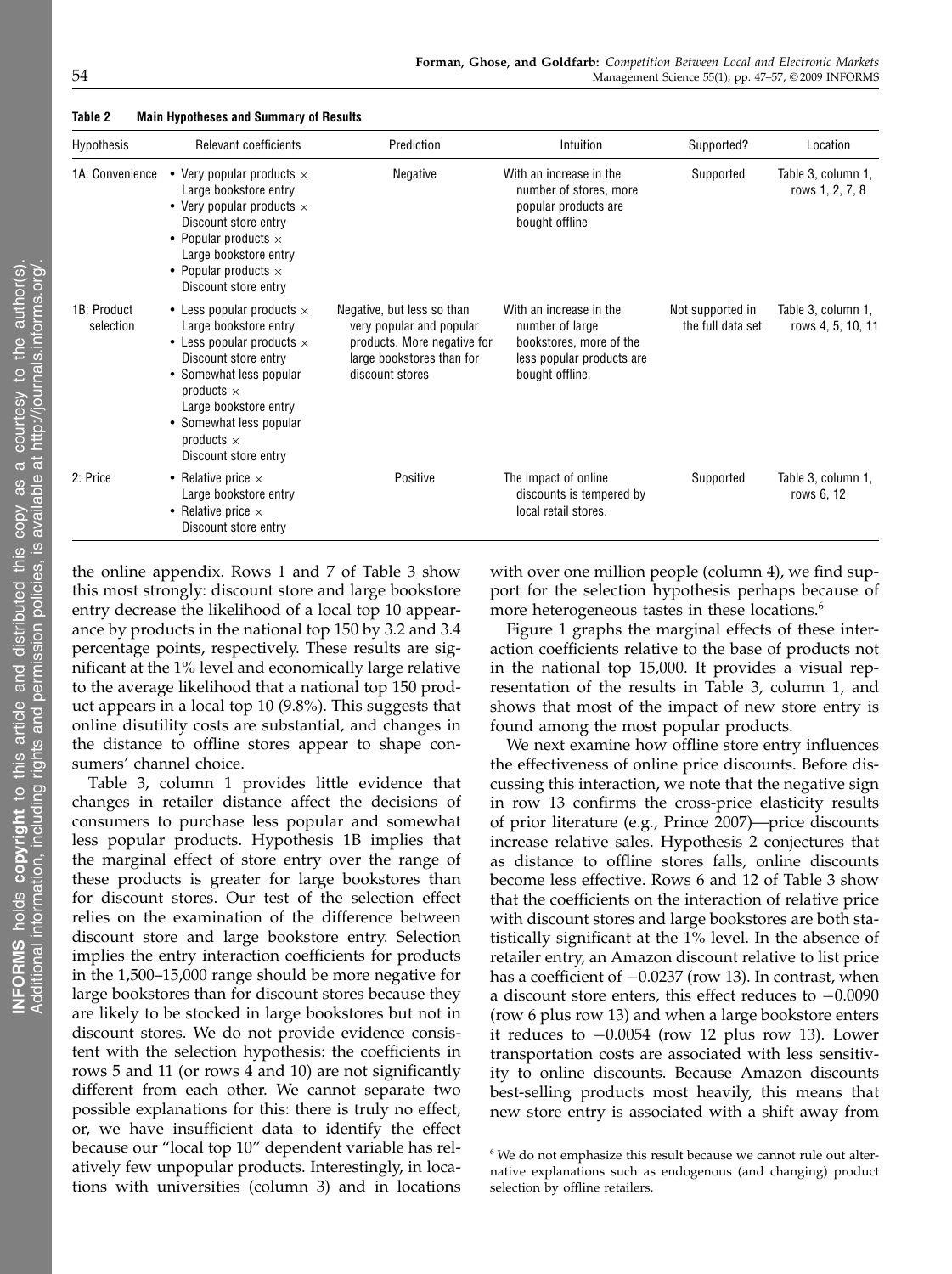**Table 2 Main Hypotheses and Summary of Results**

| Hypothesis | Relevant coefficients | Prediction | Intuition | Supported? | Location |
|---|---|---|---|---|---|
| 1A: Convenience | • Very popular products × Large bookstore entry<br>• Very popular products × Discount store entry<br>• Popular products × Large bookstore entry<br>• Popular products × Discount store entry | Negative | With an increase in the number of stores, more popular products are bought offline | Supported | Table 3, column 1, rows 1, 2, 7, 8 |
| 1B: Product selection | • Less popular products × Large bookstore entry<br>• Less popular products × Discount store entry<br>• Somewhat less popular products × Large bookstore entry<br>• Somewhat less popular products × Discount store entry | Negative, but less so than very popular and popular products. More negative for large bookstores than for discount stores | With an increase in the number of large bookstores, more of the less popular products are bought offline. | Not supported in the full data set | Table 3, column 1, rows 4, 5, 10, 11 |
| 2: Price | • Relative price × Large bookstore entry<br>• Relative price × Discount store entry | Positive | The impact of online discounts is tempered by local retail stores. | Supported | Table 3, column 1, rows 6, 12 |

the online appendix. Rows 1 and 7 of Table 3 show this most strongly: discount store and large bookstore entry decrease the likelihood of a local top 10 appearance by products in the national top 150 by 3.2 and 3.4 percentage points, respectively. These results are significant at the 1% level and economically large relative to the average likelihood that a national top 150 product appears in a local top 10 (9.8%). This suggests that online disutility costs are substantial, and changes in the distance to offline stores appear to shape consumers' channel choice.

Table 3, column 1 provides little evidence that changes in retailer distance affect the decisions of consumers to purchase less popular and somewhat less popular products. Hypothesis 1B implies that the marginal effect of store entry over the range of these products is greater for large bookstores than for discount stores. Our test of the selection effect relies on the examination of the difference between discount store and large bookstore entry. Selection implies the entry interaction coefficients for products in the 1,500–15,000 range should be more negative for large bookstores than for discount stores because they are likely to be stocked in large bookstores but not in discount stores. We do not provide evidence consistent with the selection hypothesis: the coefficients in rows 5 and 11 (or rows 4 and 10) are not significantly different from each other. We cannot separate two possible explanations for this: there is truly no effect, or, we have insufficient data to identify the effect because our "local top 10" dependent variable has relatively few unpopular products. Interestingly, in locations with universities (column 3) and in locations with over one million people (column 4), we find support for the selection hypothesis perhaps because of more heterogeneous tastes in these locations.[6]

Figure 1 graphs the marginal effects of these interaction coefficients relative to the base of products not in the national top 15,000. It provides a visual representation of the results in Table 3, column 1, and shows that most of the impact of new store entry is found among the most popular products.

We next examine how offline store entry influences the effectiveness of online price discounts. Before discussing this interaction, we note that the negative sign in row 13 confirms the cross-price elasticity results of prior literature (e.g., Prince 2007)—price discounts increase relative sales. Hypothesis 2 conjectures that as distance to offline stores falls, online discounts become less effective. Rows 6 and 12 of Table 3 show that the coefficients on the interaction of relative price with discount stores and large bookstores are both statistically significant at the 1% level. In the absence of retailer entry, an Amazon discount relative to list price has a coefficient of $-0.0237$ (row 13). In contrast, when a discount store enters, this effect reduces to $-0.0090$ (row 6 plus row 13) and when a large bookstore enters it reduces to $-0.0054$ (row 12 plus row 13). Lower transportation costs are associated with less sensitivity to online discounts. Because Amazon discounts best-selling products most heavily, this means that new store entry is associated with a shift away from

[6] We do not emphasize this result because we cannot rule out alternative explanations such as endogenous (and changing) product selection by offline retailers.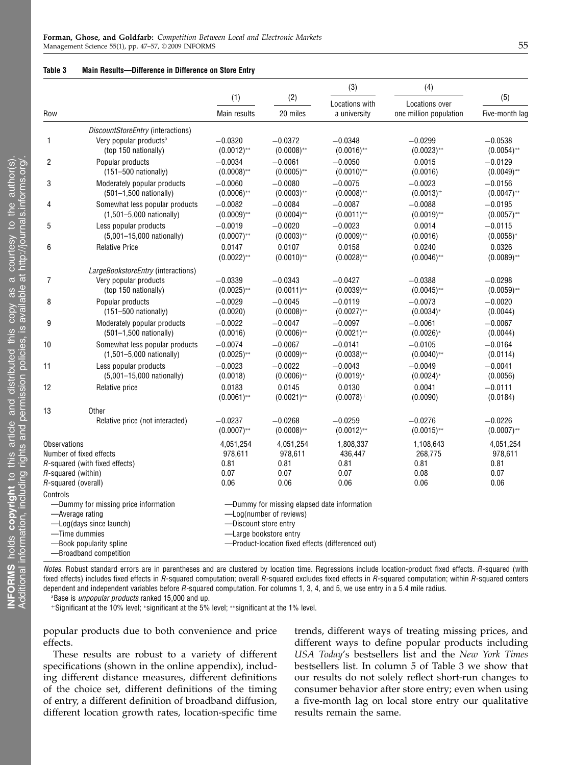**Table 3 Main Results—Difference in Difference on Store Entry**

| Row | | (1) Main results | (2) 20 miles | (3) Locations with a university | (4) Locations over one million population | (5) Five-month lag |
|---|---|---|---|---|---|---|
| | *DiscountStoreEntry* (interactions) | | | | | |
| 1 | Very popular products[a] (top 150 nationally) | −0.0320 (0.0012)** | −0.0372 (0.0008)** | −0.0348 (0.0016)** | −0.0299 (0.0023)** | −0.0538 (0.0054)** |
| 2 | Popular products (151–500 nationally) | −0.0034 (0.0008)** | −0.0061 (0.0005)** | −0.0050 (0.0010)** | 0.0015 (0.0016) | −0.0129 (0.0049)** |
| 3 | Moderately popular products (501–1,500 nationally) | −0.0060 (0.0006)** | −0.0080 (0.0003)** | −0.0075 (0.0008)** | −0.0023 (0.0013)+ | −0.0156 (0.0047)** |
| 4 | Somewhat less popular products (1,501–5,000 nationally) | −0.0082 (0.0009)** | −0.0084 (0.0004)** | −0.0087 (0.0011)** | −0.0088 (0.0019)** | −0.0195 (0.0057)** |
| 5 | Less popular products (5,001–15,000 nationally) | −0.0019 (0.0007)** | −0.0020 (0.0003)** | −0.0023 (0.0009)** | 0.0014 (0.0016) | −0.0115 (0.0058)* |
| 6 | Relative Price | 0.0147 (0.0022)** | 0.0107 (0.0010)** | 0.0158 (0.0028)** | 0.0240 (0.0046)** | 0.0326 (0.0089)** |
| | *LargeBookstoreEntry* (interactions) | | | | | |
| 7 | Very popular products (top 150 nationally) | −0.0339 (0.0025)** | −0.0343 (0.0011)** | −0.0427 (0.0039)** | −0.0388 (0.0045)** | −0.0298 (0.0059)** |
| 8 | Popular products (151–500 nationally) | −0.0029 (0.0020) | −0.0045 (0.0008)** | −0.0119 (0.0027)** | −0.0073 (0.0034)* | −0.0020 (0.0044) |
| 9 | Moderately popular products (501–1,500 nationally) | −0.0022 (0.0016) | −0.0047 (0.0006)** | −0.0097 (0.0021)** | −0.0061 (0.0026)* | −0.0067 (0.0044) |
| 10 | Somewhat less popular products (1,501–5,000 nationally) | −0.0074 (0.0025)** | −0.0067 (0.0009)** | −0.0141 (0.0038)** | −0.0105 (0.0040)** | −0.0164 (0.0114) |
| 11 | Less popular products (5,001–15,000 nationally) | −0.0023 (0.0018) | −0.0022 (0.0006)** | −0.0043 (0.0019)* | −0.0049 (0.0024)* | −0.0041 (0.0056) |
| 12 | Relative price | 0.0183 (0.0061)** | 0.0145 (0.0021)** | 0.0130 (0.0078)+ | 0.0041 (0.0090) | −0.0111 (0.0184) |
| 13 | Other | | | | | |
| | Relative price (not interacted) | −0.0237 (0.0007)** | −0.0268 (0.0008)** | −0.0259 (0.0012)** | −0.0276 (0.0015)** | −0.0226 (0.0007)** |
| Observations | | 4,051,254 | 4,051,254 | 1,808,337 | 1,108,643 | 4,051,254 |
| Number of fixed effects | | 978,611 | 978,611 | 436,447 | 268,775 | 978,611 |
| $R$-squared (with fixed effects) | | 0.81 | 0.81 | 0.81 | 0.81 | 0.81 |
| $R$-squared (within) | | 0.07 | 0.07 | 0.07 | 0.08 | 0.07 |
| $R$-squared (overall) | | 0.06 | 0.06 | 0.06 | 0.06 | 0.06 |

Controls
- —Dummy for missing price information
- —Average rating
- —Log(days since launch)
- —Time dummies
- —Book popularity spline
- —Broadband competition
- —Dummy for missing elapsed date information
- —Log(number of reviews)
- —Discount store entry
- —Large bookstore entry
- —Product-location fixed effects (differenced out)

*Notes*. Robust standard errors are in parentheses and are clustered by location time. Regressions include location-product fixed effects. $R$-squared (with fixed effects) includes fixed effects in $R$-squared computation; overall $R$-squared excludes fixed effects in $R$-squared computation; within $R$-squared centers dependent and independent variables before $R$-squared computation. For columns 1, 3, 4, and 5, we use entry in a 5.4 mile radius.

[a]Base is *unpopular products* ranked 15,000 and up.

+Significant at the 10% level; *significant at the 5% level; **significant at the 1% level.

popular products due to both convenience and price effects.

These results are robust to a variety of different specifications (shown in the online appendix), including different distance measures, different definitions of the choice set, different definitions of the timing of entry, a different definition of broadband diffusion, different location growth rates, location-specific time trends, different ways of treating missing prices, and different ways to define popular products including *USA Today*'s bestsellers list and the *New York Times* bestsellers list. In column 5 of Table 3 we show that our results do not solely reflect short-run changes to consumer behavior after store entry; even when using a five-month lag on local store entry our qualitative results remain the same.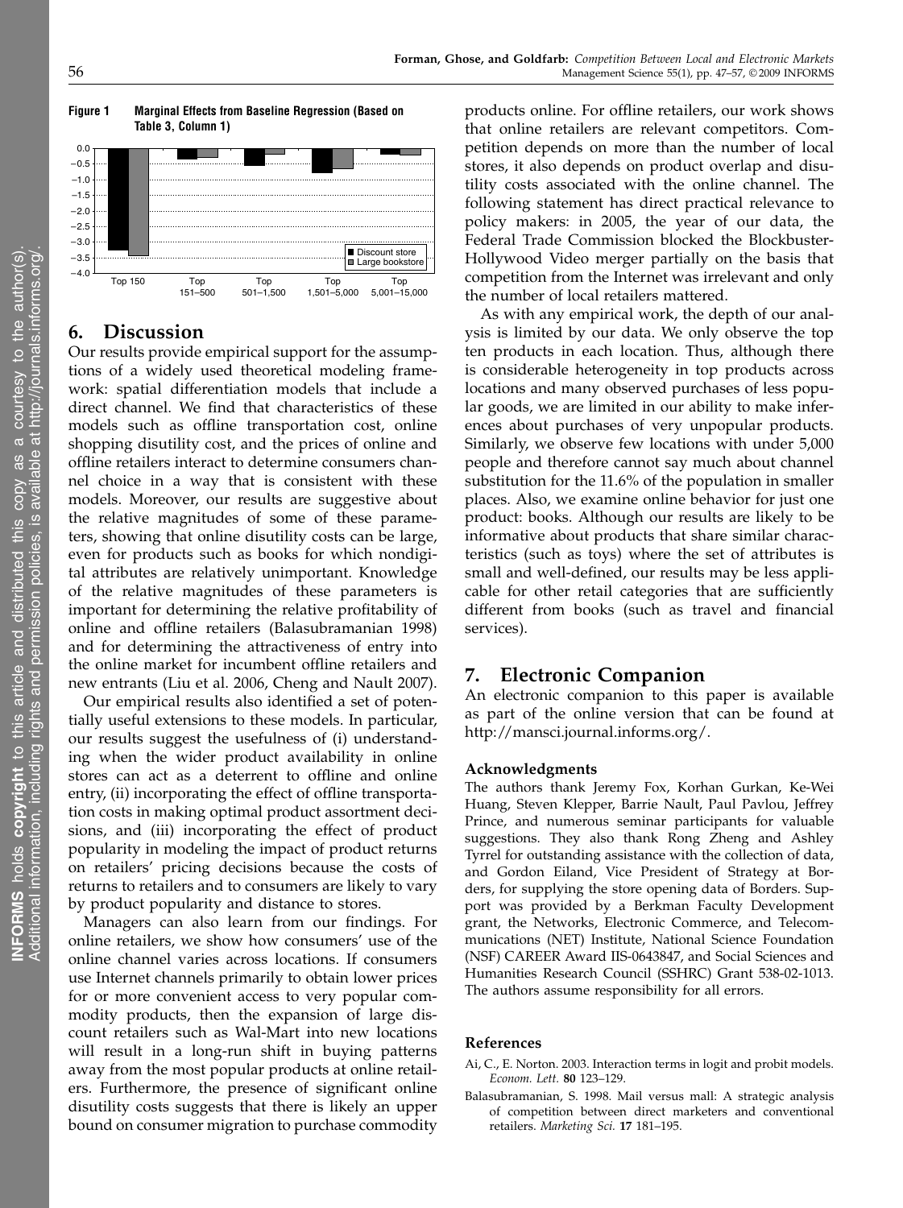**Figure 1 Marginal Effects from Baseline Regression (Based on Table 3, Column 1)**

## 6. Discussion

Our results provide empirical support for the assumptions of a widely used theoretical modeling framework: spatial differentiation models that include a direct channel. We find that characteristics of these models such as offline transportation cost, online shopping disutility cost, and the prices of online and offline retailers interact to determine consumers channel choice in a way that is consistent with these models. Moreover, our results are suggestive about the relative magnitudes of some of these parameters, showing that online disutility costs can be large, even for products such as books for which nondigital attributes are relatively unimportant. Knowledge of the relative magnitudes of these parameters is important for determining the relative profitability of online and offline retailers (Balasubramanian 1998) and for determining the attractiveness of entry into the online market for incumbent offline retailers and new entrants (Liu et al. 2006, Cheng and Nault 2007).

Our empirical results also identified a set of potentially useful extensions to these models. In particular, our results suggest the usefulness of (i) understanding when the wider product availability in online stores can act as a deterrent to offline and online entry, (ii) incorporating the effect of offline transportation costs in making optimal product assortment decisions, and (iii) incorporating the effect of product popularity in modeling the impact of product returns on retailers' pricing decisions because the costs of returns to retailers and to consumers are likely to vary by product popularity and distance to stores.

Managers can also learn from our findings. For online retailers, we show how consumers' use of the online channel varies across locations. If consumers use Internet channels primarily to obtain lower prices for or more convenient access to very popular commodity products, then the expansion of large discount retailers such as Wal-Mart into new locations will result in a long-run shift in buying patterns away from the most popular products at online retailers. Furthermore, the presence of significant online disutility costs suggests that there is likely an upper bound on consumer migration to purchase commodity products online. For offline retailers, our work shows that online retailers are relevant competitors. Competition depends on more than the number of local stores, it also depends on product overlap and disutility costs associated with the online channel. The following statement has direct practical relevance to policy makers: in 2005, the year of our data, the Federal Trade Commission blocked the Blockbuster-Hollywood Video merger partially on the basis that competition from the Internet was irrelevant and only the number of local retailers mattered.

As with any empirical work, the depth of our analysis is limited by our data. We only observe the top ten products in each location. Thus, although there is considerable heterogeneity in top products across locations and many observed purchases of less popular goods, we are limited in our ability to make inferences about purchases of very unpopular products. Similarly, we observe few locations with under 5,000 people and therefore cannot say much about channel substitution for the 11.6% of the population in smaller places. Also, we examine online behavior for just one product: books. Although our results are likely to be informative about products that share similar characteristics (such as toys) where the set of attributes is small and well-defined, our results may be less applicable for other retail categories that are sufficiently different from books (such as travel and financial services).

## 7. Electronic Companion

An electronic companion to this paper is available as part of the online version that can be found at http://mansci.journal.informs.org/.

### Acknowledgments

The authors thank Jeremy Fox, Korhan Gurkan, Ke-Wei Huang, Steven Klepper, Barrie Nault, Paul Pavlou, Jeffrey Prince, and numerous seminar participants for valuable suggestions. They also thank Rong Zheng and Ashley Tyrrel for outstanding assistance with the collection of data, and Gordon Eiland, Vice President of Strategy at Borders, for supplying the store opening data of Borders. Support was provided by a Berkman Faculty Development grant, the Networks, Electronic Commerce, and Telecommunications (NET) Institute, National Science Foundation (NSF) CAREER Award IIS-0643847, and Social Sciences and Humanities Research Council (SSHRC) Grant 538-02-1013. The authors assume responsibility for all errors.

### References

Ai, C., E. Norton. 2003. Interaction terms in logit and probit models. *Econom. Lett.* **80** 123–129.

Balasubramanian, S. 1998. Mail versus mall: A strategic analysis of competition between direct marketers and conventional retailers. *Marketing Sci.* **17** 181–195.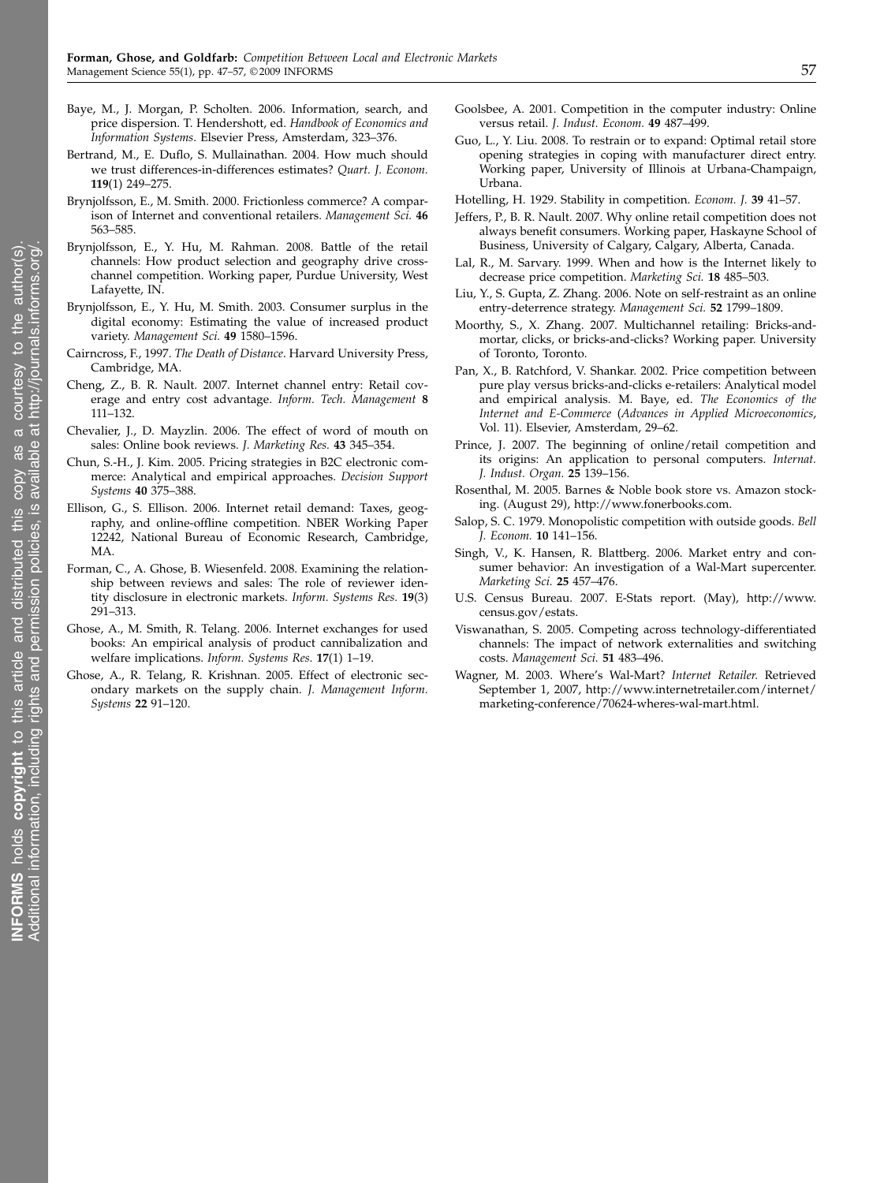Baye, M., J. Morgan, P. Scholten. 2006. Information, search, and price dispersion. T. Hendershott, ed. *Handbook of Economics and Information Systems*. Elsevier Press, Amsterdam, 323–376.

Bertrand, M., E. Duflo, S. Mullainathan. 2004. How much should we trust differences-in-differences estimates? *Quart. J. Econom.* **119**(1) 249–275.

Brynjolfsson, E., M. Smith. 2000. Frictionless commerce? A comparison of Internet and conventional retailers. *Management Sci.* **46** 563–585.

Brynjolfsson, E., Y. Hu, M. Rahman. 2008. Battle of the retail channels: How product selection and geography drive cross-channel competition. Working paper, Purdue University, West Lafayette, IN.

Brynjolfsson, E., Y. Hu, M. Smith. 2003. Consumer surplus in the digital economy: Estimating the value of increased product variety. *Management Sci.* **49** 1580–1596.

Cairncross, F., 1997. *The Death of Distance*. Harvard University Press, Cambridge, MA.

Cheng, Z., B. R. Nault. 2007. Internet channel entry: Retail coverage and entry cost advantage. *Inform. Tech. Management* **8** 111–132.

Chevalier, J., D. Mayzlin. 2006. The effect of word of mouth on sales: Online book reviews. *J. Marketing Res.* **43** 345–354.

Chun, S.-H., J. Kim. 2005. Pricing strategies in B2C electronic commerce: Analytical and empirical approaches. *Decision Support Systems* **40** 375–388.

Ellison, G., S. Ellison. 2006. Internet retail demand: Taxes, geography, and online-offline competition. NBER Working Paper 12242, National Bureau of Economic Research, Cambridge, MA.

Forman, C., A. Ghose, B. Wiesenfeld. 2008. Examining the relationship between reviews and sales: The role of reviewer identity disclosure in electronic markets. *Inform. Systems Res.* **19**(3) 291–313.

Ghose, A., M. Smith, R. Telang. 2006. Internet exchanges for used books: An empirical analysis of product cannibalization and welfare implications. *Inform. Systems Res.* **17**(1) 1–19.

Ghose, A., R. Telang, R. Krishnan. 2005. Effect of electronic secondary markets on the supply chain. *J. Management Inform. Systems* **22** 91–120.

Goolsbee, A. 2001. Competition in the computer industry: Online versus retail. *J. Indust. Econom.* **49** 487–499.

Guo, L., Y. Liu. 2008. To restrain or to expand: Optimal retail store opening strategies in coping with manufacturer direct entry. Working paper, University of Illinois at Urbana-Champaign, Urbana.

Hotelling, H. 1929. Stability in competition. *Econom. J.* **39** 41–57.

Jeffers, P., B. R. Nault. 2007. Why online retail competition does not always benefit consumers. Working paper, Haskayne School of Business, University of Calgary, Calgary, Alberta, Canada.

Lal, R., M. Sarvary. 1999. When and how is the Internet likely to decrease price competition. *Marketing Sci.* **18** 485–503.

Liu, Y., S. Gupta, Z. Zhang. 2006. Note on self-restraint as an online entry-deterrence strategy. *Management Sci.* **52** 1799–1809.

Moorthy, S., X. Zhang. 2007. Multichannel retailing: Bricks-and-mortar, clicks, or bricks-and-clicks? Working paper. University of Toronto, Toronto.

Pan, X., B. Ratchford, V. Shankar. 2002. Price competition between pure play versus bricks-and-clicks e-retailers: Analytical model and empirical analysis. M. Baye, ed. *The Economics of the Internet and E-Commerce* (*Advances in Applied Microeconomics*, Vol. 11). Elsevier, Amsterdam, 29–62.

Prince, J. 2007. The beginning of online/retail competition and its origins: An application to personal computers. *Internat. J. Indust. Organ.* **25** 139–156.

Rosenthal, M. 2005. Barnes & Noble book store vs. Amazon stocking. (August 29), http://www.fonerbooks.com.

Salop, S. C. 1979. Monopolistic competition with outside goods. *Bell J. Econom.* **10** 141–156.

Singh, V., K. Hansen, R. Blattberg. 2006. Market entry and consumer behavior: An investigation of a Wal-Mart supercenter. *Marketing Sci.* **25** 457–476.

U.S. Census Bureau. 2007. E-Stats report. (May), http://www.census.gov/estats.

Viswanathan, S. 2005. Competing across technology-differentiated channels: The impact of network externalities and switching costs. *Management Sci.* **51** 483–496.

Wagner, M. 2003. Where's Wal-Mart? *Internet Retailer.* Retrieved September 1, 2007, http://www.internetretailer.com/internet/marketing-conference/70624-wheres-wal-mart.html.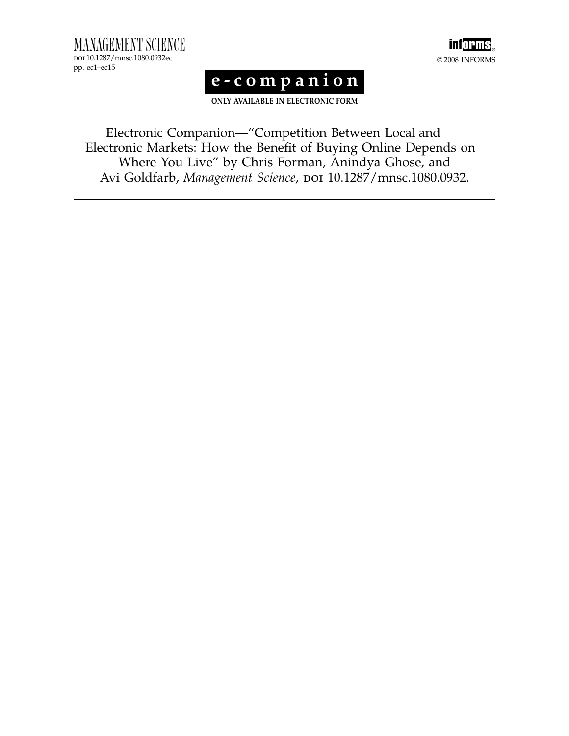**e-companion**

**ONLY AVAILABLE IN ELECTRONIC FORM**

Electronic Companion—"Competition Between Local and Electronic Markets: How the Benefit of Buying Online Depends on Where You Live" by Chris Forman, Anindya Ghose, and Avi Goldfarb, *Management Science*, DOI 10.1287/mnsc.1080.0932.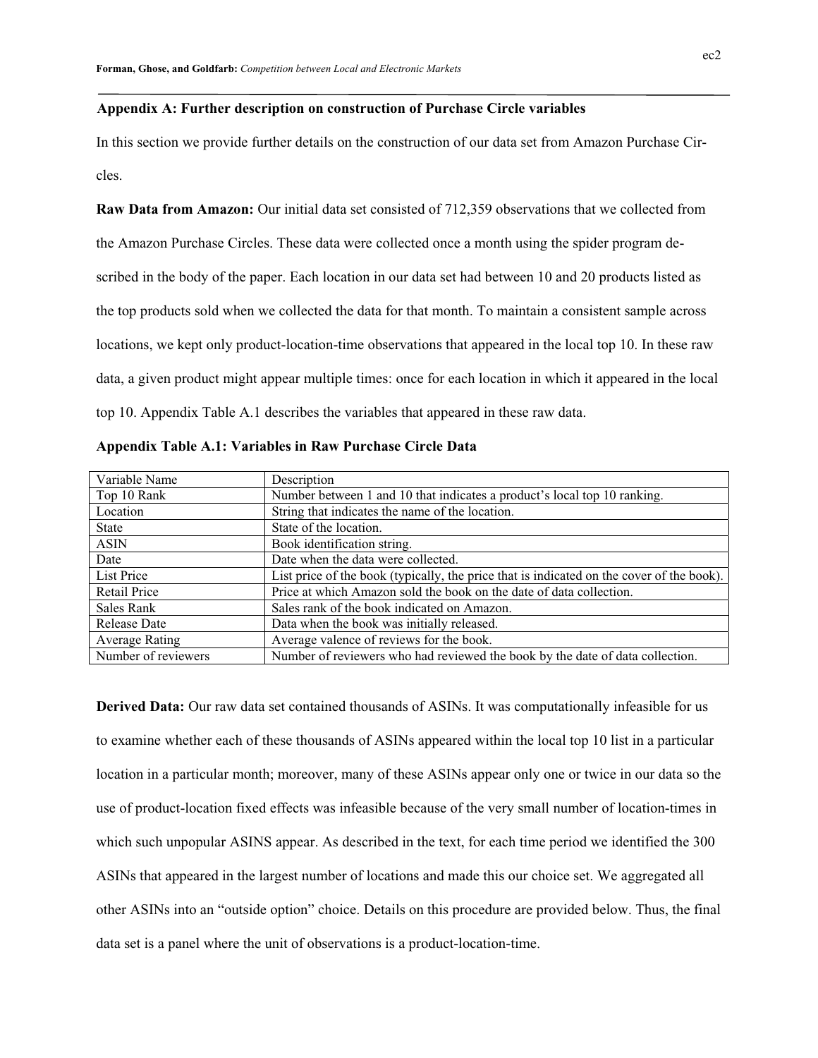## Appendix A: Further description on construction of Purchase Circle variables

In this section we provide further details on the construction of our data set from Amazon Purchase Circles.

**Raw Data from Amazon:** Our initial data set consisted of 712,359 observations that we collected from the Amazon Purchase Circles. These data were collected once a month using the spider program described in the body of the paper. Each location in our data set had between 10 and 20 products listed as the top products sold when we collected the data for that month. To maintain a consistent sample across locations, we kept only product-location-time observations that appeared in the local top 10. In these raw data, a given product might appear multiple times: once for each location in which it appeared in the local top 10. Appendix Table A.1 describes the variables that appeared in these raw data.

**Appendix Table A.1: Variables in Raw Purchase Circle Data**

| Variable Name | Description |
|---|---|
| Top 10 Rank | Number between 1 and 10 that indicates a product's local top 10 ranking. |
| Location | String that indicates the name of the location. |
| State | State of the location. |
| ASIN | Book identification string. |
| Date | Date when the data were collected. |
| List Price | List price of the book (typically, the price that is indicated on the cover of the book). |
| Retail Price | Price at which Amazon sold the book on the date of data collection. |
| Sales Rank | Sales rank of the book indicated on Amazon. |
| Release Date | Data when the book was initially released. |
| Average Rating | Average valence of reviews for the book. |
| Number of reviewers | Number of reviewers who had reviewed the book by the date of data collection. |

**Derived Data:** Our raw data set contained thousands of ASINs. It was computationally infeasible for us to examine whether each of these thousands of ASINs appeared within the local top 10 list in a particular location in a particular month; moreover, many of these ASINs appear only one or twice in our data so the use of product-location fixed effects was infeasible because of the very small number of location-times in which such unpopular ASINS appear. As described in the text, for each time period we identified the 300 ASINs that appeared in the largest number of locations and made this our choice set. We aggregated all other ASINs into an "outside option" choice. Details on this procedure are provided below. Thus, the final data set is a panel where the unit of observations is a product-location-time.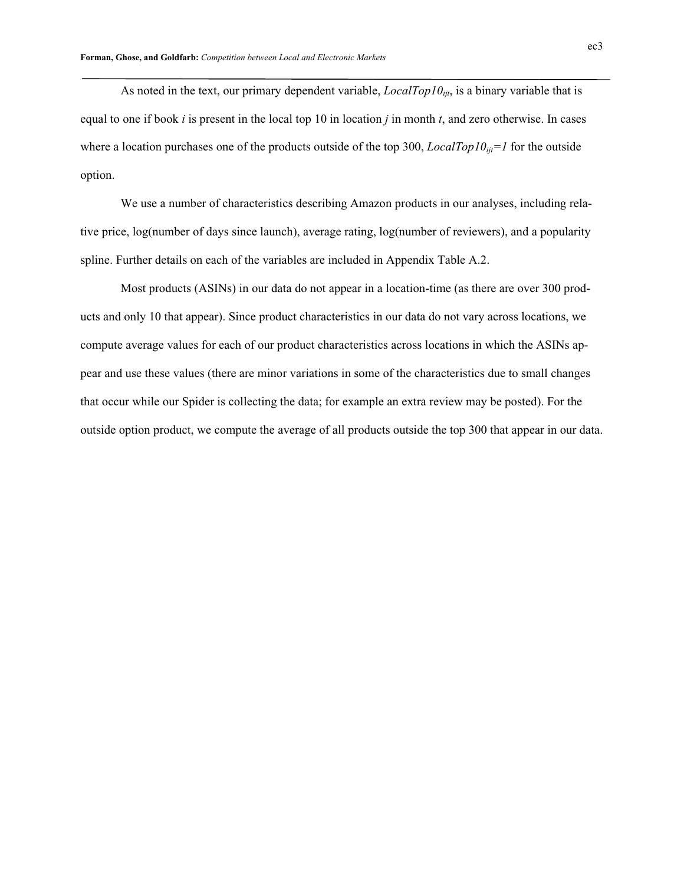As noted in the text, our primary dependent variable, *LocalTop10*$_{ijt}$, is a binary variable that is equal to one if book *i* is present in the local top 10 in location *j* in month *t*, and zero otherwise. In cases where a location purchases one of the products outside of the top 300, *LocalTop10*$_{ijt}$*=1* for the outside option.

We use a number of characteristics describing Amazon products in our analyses, including relative price, log(number of days since launch), average rating, log(number of reviewers), and a popularity spline. Further details on each of the variables are included in Appendix Table A.2.

Most products (ASINs) in our data do not appear in a location-time (as there are over 300 products and only 10 that appear). Since product characteristics in our data do not vary across locations, we compute average values for each of our product characteristics across locations in which the ASINs appear and use these values (there are minor variations in some of the characteristics due to small changes that occur while our Spider is collecting the data; for example an extra review may be posted). For the outside option product, we compute the average of all products outside the top 300 that appear in our data.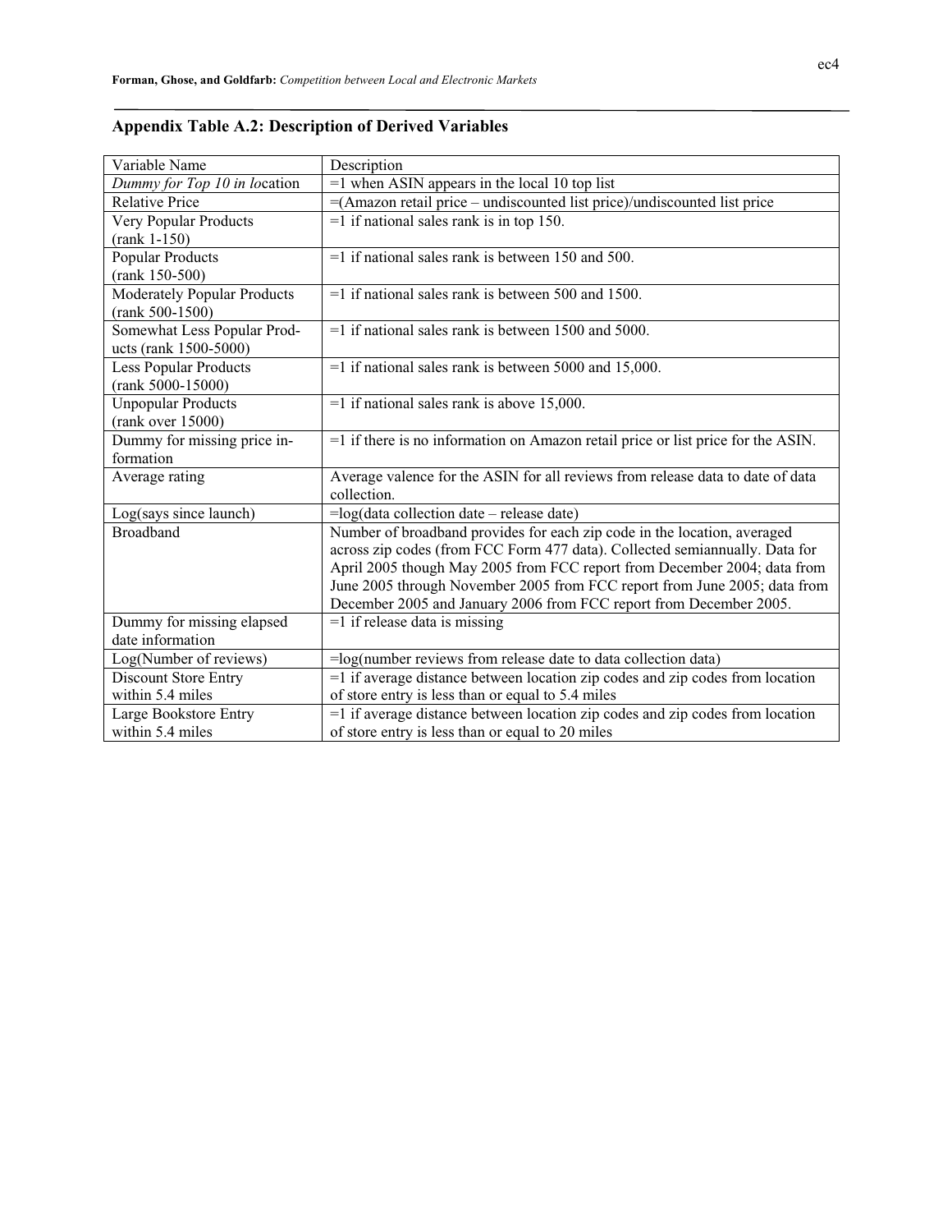## Appendix Table A.2: Description of Derived Variables

| Variable Name | Description |
|---|---|
| *Dummy for Top 10 in lo*cation | =1 when ASIN appears in the local 10 top list |
| Relative Price | =(Amazon retail price – undiscounted list price)/undiscounted list price |
| Very Popular Products (rank 1-150) | =1 if national sales rank is in top 150. |
| Popular Products (rank 150-500) | =1 if national sales rank is between 150 and 500. |
| Moderately Popular Products (rank 500-1500) | =1 if national sales rank is between 500 and 1500. |
| Somewhat Less Popular Products (rank 1500-5000) | =1 if national sales rank is between 1500 and 5000. |
| Less Popular Products (rank 5000-15000) | =1 if national sales rank is between 5000 and 15,000. |
| Unpopular Products (rank over 15000) | =1 if national sales rank is above 15,000. |
| Dummy for missing price information | =1 if there is no information on Amazon retail price or list price for the ASIN. |
| Average rating | Average valence for the ASIN for all reviews from release data to date of data collection. |
| Log(says since launch) | =log(data collection date – release date) |
| Broadband | Number of broadband provides for each zip code in the location, averaged across zip codes (from FCC Form 477 data). Collected semiannually. Data for April 2005 though May 2005 from FCC report from December 2004; data from June 2005 through November 2005 from FCC report from June 2005; data from December 2005 and January 2006 from FCC report from December 2005. |
| Dummy for missing elapsed date information | =1 if release data is missing |
| Log(Number of reviews) | =log(number reviews from release date to data collection data) |
| Discount Store Entry within 5.4 miles | =1 if average distance between location zip codes and zip codes from location of store entry is less than or equal to 5.4 miles |
| Large Bookstore Entry within 5.4 miles | =1 if average distance between location zip codes and zip codes from location of store entry is less than or equal to 20 miles |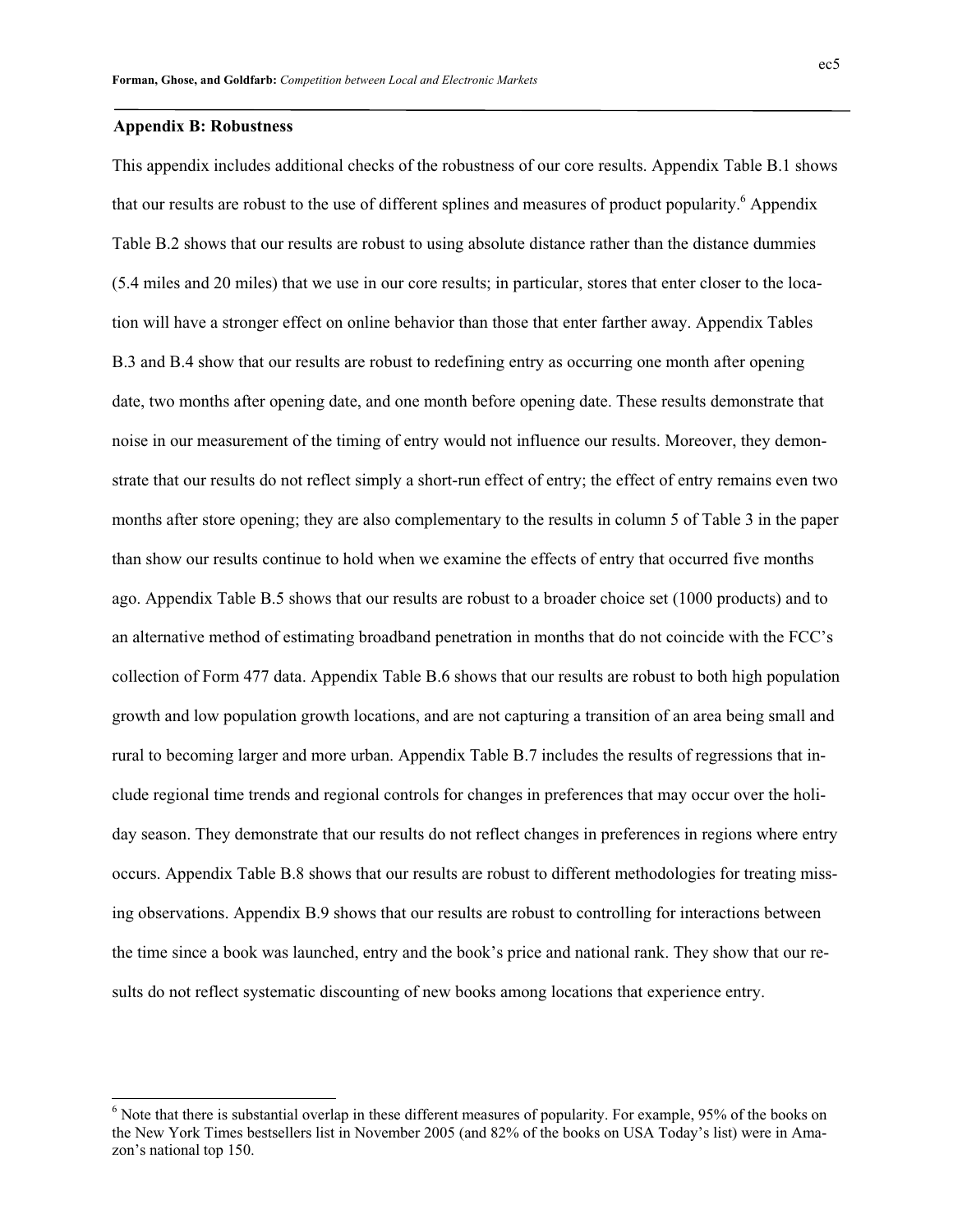## Appendix B: Robustness

This appendix includes additional checks of the robustness of our core results. Appendix Table B.1 shows that our results are robust to the use of different splines and measures of product popularity.[6] Appendix Table B.2 shows that our results are robust to using absolute distance rather than the distance dummies (5.4 miles and 20 miles) that we use in our core results; in particular, stores that enter closer to the location will have a stronger effect on online behavior than those that enter farther away. Appendix Tables B.3 and B.4 show that our results are robust to redefining entry as occurring one month after opening date, two months after opening date, and one month before opening date. These results demonstrate that noise in our measurement of the timing of entry would not influence our results. Moreover, they demonstrate that our results do not reflect simply a short-run effect of entry; the effect of entry remains even two months after store opening; they are also complementary to the results in column 5 of Table 3 in the paper than show our results continue to hold when we examine the effects of entry that occurred five months ago. Appendix Table B.5 shows that our results are robust to a broader choice set (1000 products) and to an alternative method of estimating broadband penetration in months that do not coincide with the FCC's collection of Form 477 data. Appendix Table B.6 shows that our results are robust to both high population growth and low population growth locations, and are not capturing a transition of an area being small and rural to becoming larger and more urban. Appendix Table B.7 includes the results of regressions that include regional time trends and regional controls for changes in preferences that may occur over the holiday season. They demonstrate that our results do not reflect changes in preferences in regions where entry occurs. Appendix Table B.8 shows that our results are robust to different methodologies for treating missing observations. Appendix B.9 shows that our results are robust to controlling for interactions between the time since a book was launched, entry and the book's price and national rank. They show that our results do not reflect systematic discounting of new books among locations that experience entry.

[6] Note that there is substantial overlap in these different measures of popularity. For example, 95% of the books on the New York Times bestsellers list in November 2005 (and 82% of the books on USA Today's list) were in Amazon's national top 150.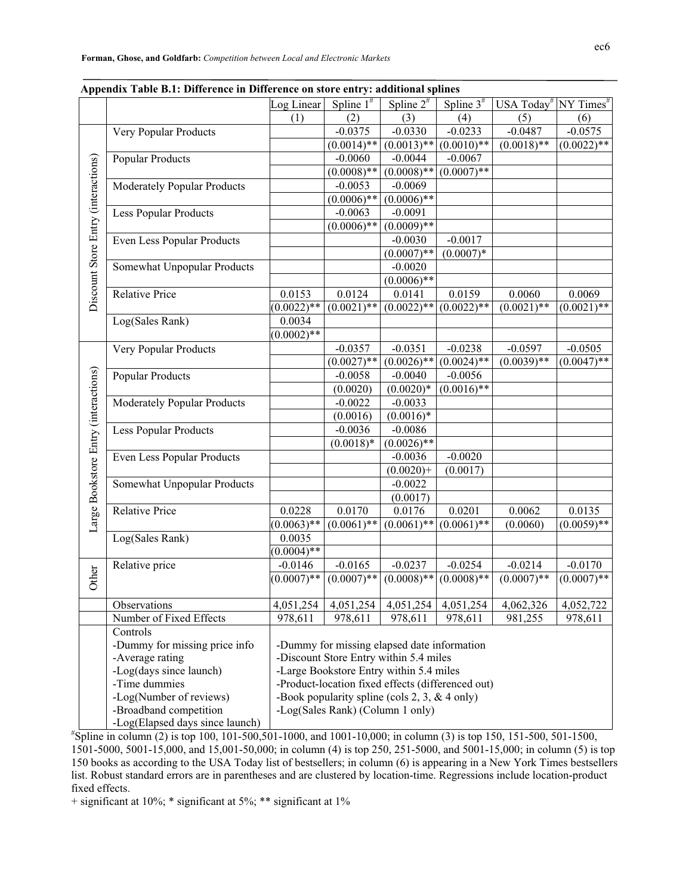**Appendix Table B.1: Difference in Difference on store entry: additional splines**

| | | Log Linear | Spline 1[#] | Spline 2[#] | Spline 3[#] | USA Today[#] | NY Times[#] |
|---|---|---|---|---|---|---|---|
| | | (1) | (2) | (3) | (4) | (5) | (6) |
| Discount Store Entry (interactions) | Very Popular Products | | -0.0375 | -0.0330 | -0.0233 | -0.0487 | -0.0575 |
| | | | (0.0014)** | (0.0013)** | (0.0010)** | (0.0018)** | (0.0022)** |
| | Popular Products | | -0.0060 | -0.0044 | -0.0067 | | |
| | | | (0.0008)** | (0.0008)** | (0.0007)** | | |
| | Moderately Popular Products | | -0.0053 | -0.0069 | | | |
| | | | (0.0006)** | (0.0006)** | | | |
| | Less Popular Products | | -0.0063 | -0.0091 | | | |
| | | | (0.0006)** | (0.0009)** | | | |
| | Even Less Popular Products | | | -0.0030 | -0.0017 | | |
| | | | | (0.0007)** | (0.0007)* | | |
| | Somewhat Unpopular Products | | | -0.0020 | | | |
| | | | | (0.0006)** | | | |
| | Relative Price | 0.0153 | 0.0124 | 0.0141 | 0.0159 | 0.0060 | 0.0069 |
| | | (0.0022)** | (0.0021)** | (0.0022)** | (0.0022)** | (0.0021)** | (0.0021)** |
| | Log(Sales Rank) | 0.0034 | | | | | |
| | | (0.0002)** | | | | | |
| Large Bookstore Entry (interactions) | Very Popular Products | | -0.0357 | -0.0351 | -0.0238 | -0.0597 | -0.0505 |
| | | | (0.0027)** | (0.0026)** | (0.0024)** | (0.0039)** | (0.0047)** |
| | Popular Products | | -0.0058 | -0.0040 | -0.0056 | | |
| | | | (0.0020) | (0.0020)* | (0.0016)** | | |
| | Moderately Popular Products | | -0.0022 | -0.0033 | | | |
| | | | (0.0016) | (0.0016)* | | | |
| | Less Popular Products | | -0.0036 | -0.0086 | | | |
| | | | (0.0018)* | (0.0026)** | | | |
| | Even Less Popular Products | | | -0.0036 | -0.0020 | | |
| | | | | (0.0020)+ | (0.0017) | | |
| | Somewhat Unpopular Products | | | -0.0022 | | | |
| | | | | (0.0017) | | | |
| | Relative Price | 0.0228 | 0.0170 | 0.0176 | 0.0201 | 0.0062 | 0.0135 |
| | | (0.0063)** | (0.0061)** | (0.0061)** | (0.0061)** | (0.0060) | (0.0059)** |
| | Log(Sales Rank) | 0.0035 | | | | | |
| | | (0.0004)** | | | | | |
| Other | Relative price | -0.0146 | -0.0165 | -0.0237 | -0.0254 | -0.0214 | -0.0170 |
| | | (0.0007)** | (0.0007)** | (0.0008)** | (0.0008)** | (0.0007)** | (0.0007)** |
| | Observations | 4,051,254 | 4,051,254 | 4,051,254 | 4,051,254 | 4,062,326 | 4,052,722 |
| | Number of Fixed Effects | 978,611 | 978,611 | 978,611 | 978,611 | 981,255 | 978,611 |
| | Controls<br>-Dummy for missing price info<br>-Average rating<br>-Log(days since launch)<br>-Time dummies<br>-Log(Number of reviews)<br>-Broadband competition<br>-Log(Elapsed days since launch) | -Dummy for missing elapsed date information<br>-Discount Store Entry within 5.4 miles<br>-Large Bookstore Entry within 5.4 miles<br>-Product-location fixed effects (differenced out)<br>-Book popularity spline (cols 2, 3, & 4 only)<br>-Log(Sales Rank) (Column 1 only) | | | | | |

[#]Spline in column (2) is top 100, 101-500,501-1000, and 1001-10,000; in column (3) is top 150, 151-500, 501-1500, 1501-5000, 5001-15,000, and 15,001-50,000; in column (4) is top 250, 251-5000, and 5001-15,000; in column (5) is top 150 books as according to the USA Today list of bestsellers; in column (6) is appearing in a New York Times bestsellers list. Robust standard errors are in parentheses and are clustered by location-time. Regressions include location-product fixed effects.

+ significant at 10%; * significant at 5%; ** significant at 1%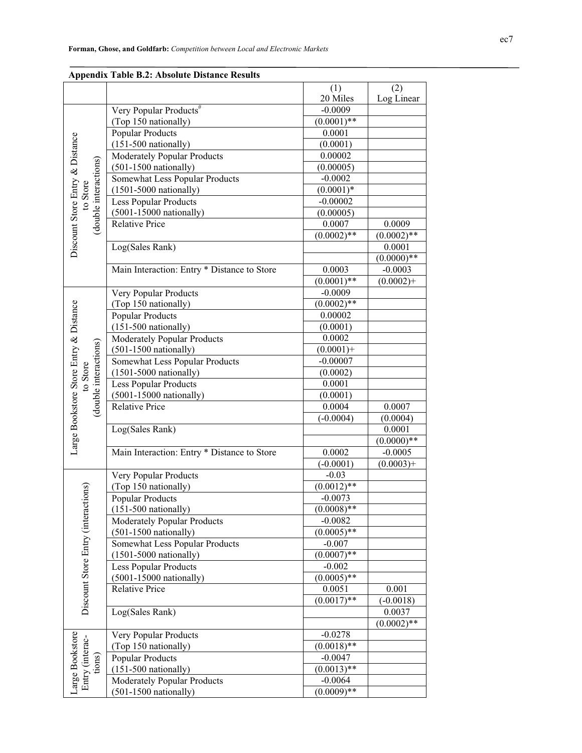**Appendix Table B.2: Absolute Distance Results**

| | | (1)<br>20 Miles | (2)<br>Log Linear |
|---|---|---|---|
| Discount Store Entry & Distance to Store (double interactions) | Very Popular Products[#] | -0.0009 | |
| | (Top 150 nationally) | (0.0001)** | |
| | Popular Products | 0.0001 | |
| | (151-500 nationally) | (0.0001) | |
| | Moderately Popular Products | 0.00002 | |
| | (501-1500 nationally) | (0.00005) | |
| | Somewhat Less Popular Products | -0.0002 | |
| | (1501-5000 nationally) | (0.0001)* | |
| | Less Popular Products | -0.00002 | |
| | (5001-15000 nationally) | (0.00005) | |
| | Relative Price | 0.0007 | 0.0009 |
| | | (0.0002)** | (0.0002)** |
| | Log(Sales Rank) | | 0.0001 |
| | | | (0.0000)** |
| | Main Interaction: Entry * Distance to Store | 0.0003 | -0.0003 |
| | | (0.0001)** | (0.0002)+ |
| Large Bookstore Store Entry & Distance to Store (double interactions) | Very Popular Products | -0.0009 | |
| | (Top 150 nationally) | (0.0002)** | |
| | Popular Products | 0.00002 | |
| | (151-500 nationally) | (0.0001) | |
| | Moderately Popular Products | 0.0002 | |
| | (501-1500 nationally) | (0.0001)+ | |
| | Somewhat Less Popular Products | -0.00007 | |
| | (1501-5000 nationally) | (0.0002) | |
| | Less Popular Products | 0.0001 | |
| | (5001-15000 nationally) | (0.0001) | |
| | Relative Price | 0.0004 | 0.0007 |
| | | (-0.0004) | (0.0004) |
| | Log(Sales Rank) | | 0.0001 |
| | | | (0.0000)** |
| | Main Interaction: Entry * Distance to Store | 0.0002 | -0.0005 |
| | | (-0.0001) | (0.0003)+ |
| Discount Store Entry (interactions) | Very Popular Products | -0.03 | |
| | (Top 150 nationally) | (0.0012)** | |
| | Popular Products | -0.0073 | |
| | (151-500 nationally) | (0.0008)** | |
| | Moderately Popular Products | -0.0082 | |
| | (501-1500 nationally) | (0.0005)** | |
| | Somewhat Less Popular Products | -0.007 | |
| | (1501-5000 nationally) | (0.0007)** | |
| | Less Popular Products | -0.002 | |
| | (5001-15000 nationally) | (0.0005)** | |
| | Relative Price | 0.0051 | 0.001 |
| | | (0.0017)** | (-0.0018) |
| | Log(Sales Rank) | | 0.0037 |
| | | | (0.0002)** |
| Large Bookstore Entry (interactions) | Very Popular Products | -0.0278 | |
| | (Top 150 nationally) | (0.0018)** | |
| | Popular Products | -0.0047 | |
| | (151-500 nationally) | (0.0013)** | |
| | Moderately Popular Products | -0.0064 | |
| | (501-1500 nationally) | (0.0009)** | |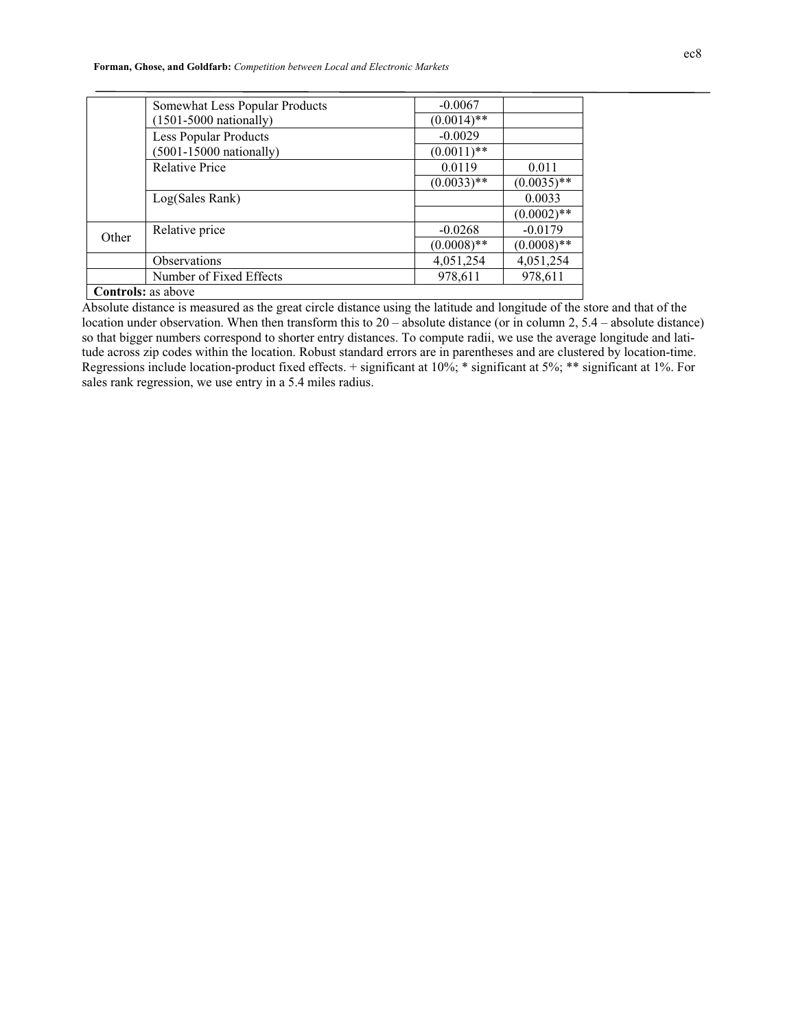| | | | |
|---|---|---|---|
| | Somewhat Less Popular Products | -0.0067 | |
| | (1501-5000 nationally) | (0.0014)** | |
| | Less Popular Products | -0.0029 | |
| | (5001-15000 nationally) | (0.0011)** | |
| | Relative Price | 0.0119 | 0.011 |
| | | (0.0033)** | (0.0035)** |
| | Log(Sales Rank) | | 0.0033 |
| | | | (0.0002)** |
| Other | Relative price | -0.0268 | -0.0179 |
| | | (0.0008)** | (0.0008)** |
| | Observations | 4,051,254 | 4,051,254 |
| | Number of Fixed Effects | 978,611 | 978,611 |
| **Controls:** as above | | | |

Absolute distance is measured as the great circle distance using the latitude and longitude of the store and that of the location under observation. When then transform this to 20 – absolute distance (or in column 2, 5.4 – absolute distance) so that bigger numbers correspond to shorter entry distances. To compute radii, we use the average longitude and latitude across zip codes within the location. Robust standard errors are in parentheses and are clustered by location-time. Regressions include location-product fixed effects. + significant at 10%; * significant at 5%; ** significant at 1%. For sales rank regression, we use entry in a 5.4 miles radius.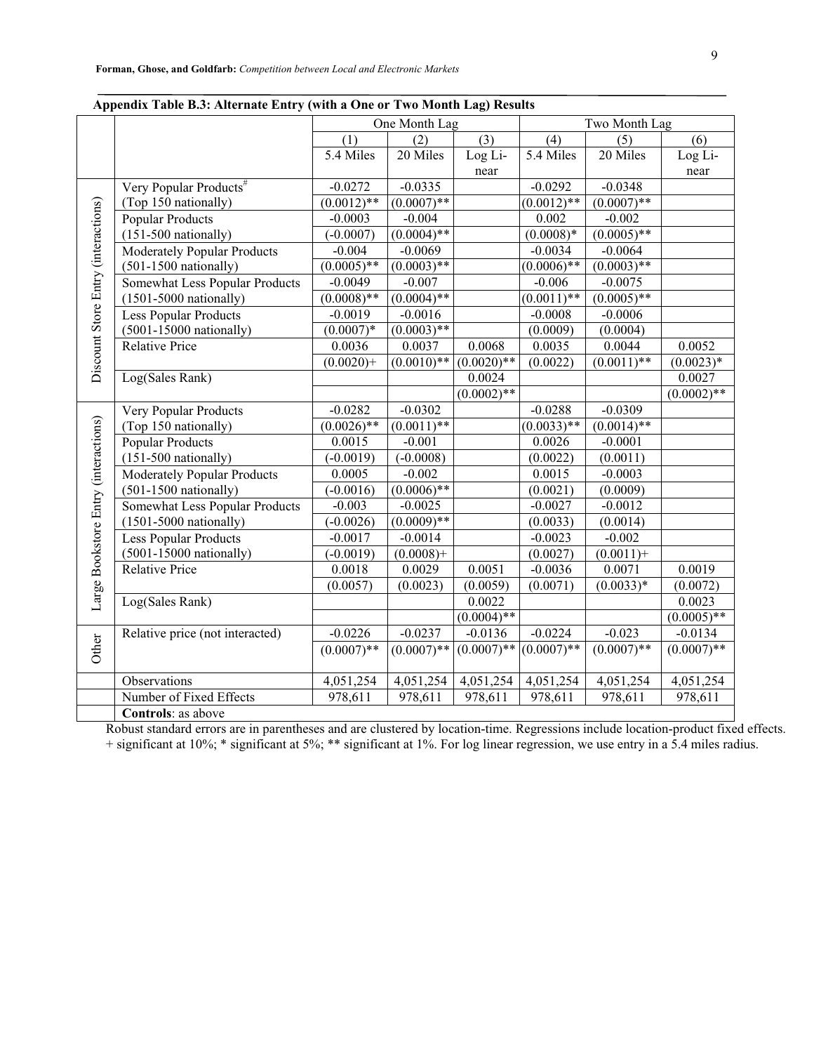**Appendix Table B.3: Alternate Entry (with a One or Two Month Lag) Results**

| | | One Month Lag | | | Two Month Lag | | |
|---|---|---|---|---|---|---|---|
| | | (1) | (2) | (3) | (4) | (5) | (6) |
| | | 5.4 Miles | 20 Miles | Log Linear | 5.4 Miles | 20 Miles | Log Linear |
| Discount Store Entry (interactions) | Very Popular Products[#] (Top 150 nationally) | -0.0272 (0.0012)** | -0.0335 (0.0007)** | | -0.0292 (0.0012)** | -0.0348 (0.0007)** | |
| | Popular Products (151-500 nationally) | -0.0003 (-0.0007) | -0.004 (0.0004)** | | 0.002 (0.0008)* | -0.002 (0.0005)** | |
| | Moderately Popular Products (501-1500 nationally) | -0.004 (0.0005)** | -0.0069 (0.0003)** | | -0.0034 (0.0006)** | -0.0064 (0.0003)** | |
| | Somewhat Less Popular Products (1501-5000 nationally) | -0.0049 (0.0008)** | -0.007 (0.0004)** | | -0.006 (0.0011)** | -0.0075 (0.0005)** | |
| | Less Popular Products (5001-15000 nationally) | -0.0019 (0.0007)* | -0.0016 (0.0003)** | | -0.0008 (0.0009) | -0.0006 (0.0004) | |
| | Relative Price | 0.0036 (0.0020)+ | 0.0037 (0.0010)** | 0.0068 (0.0020)** | 0.0035 (0.0022) | 0.0044 (0.0011)** | 0.0052 (0.0023)* |
| | Log(Sales Rank) | | | 0.0024 (0.0002)** | | | 0.0027 (0.0002)** |
| Large Bookstore Entry (interactions) | Very Popular Products (Top 150 nationally) | -0.0282 (0.0026)** | -0.0302 (0.0011)** | | -0.0288 (0.0033)** | -0.0309 (0.0014)** | |
| | Popular Products (151-500 nationally) | 0.0015 (-0.0019) | -0.001 (-0.0008) | | 0.0026 (0.0022) | -0.0001 (0.0011) | |
| | Moderately Popular Products (501-1500 nationally) | 0.0005 (-0.0016) | -0.002 (0.0006)** | | 0.0015 (0.0021) | -0.0003 (0.0009) | |
| | Somewhat Less Popular Products (1501-5000 nationally) | -0.003 (-0.0026) | -0.0025 (0.0009)** | | -0.0027 (0.0033) | -0.0012 (0.0014) | |
| | Less Popular Products (5001-15000 nationally) | -0.0017 (-0.0019) | -0.0014 (0.0008)+ | | -0.0023 (0.0027) | -0.002 (0.0011)+ | |
| | Relative Price | 0.0018 (0.0057) | 0.0029 (0.0023) | 0.0051 (0.0059) | -0.0036 (0.0071) | 0.0071 (0.0033)* | 0.0019 (0.0072) |
| | Log(Sales Rank) | | | 0.0022 (0.0004)** | | | 0.0023 (0.0005)** |
| Other | Relative price (not interacted) | -0.0226 (0.0007)** | -0.0237 (0.0007)** | -0.0136 (0.0007)** | -0.0224 (0.0007)** | -0.023 (0.0007)** | -0.0134 (0.0007)** |
| | Observations | 4,051,254 | 4,051,254 | 4,051,254 | 4,051,254 | 4,051,254 | 4,051,254 |
| | Number of Fixed Effects | 978,611 | 978,611 | 978,611 | 978,611 | 978,611 | 978,611 |
| | **Controls**: as above | | | | | | |

Robust standard errors are in parentheses and are clustered by location-time. Regressions include location-product fixed effects.
+ significant at 10%; * significant at 5%; ** significant at 1%. For log linear regression, we use entry in a 5.4 miles radius.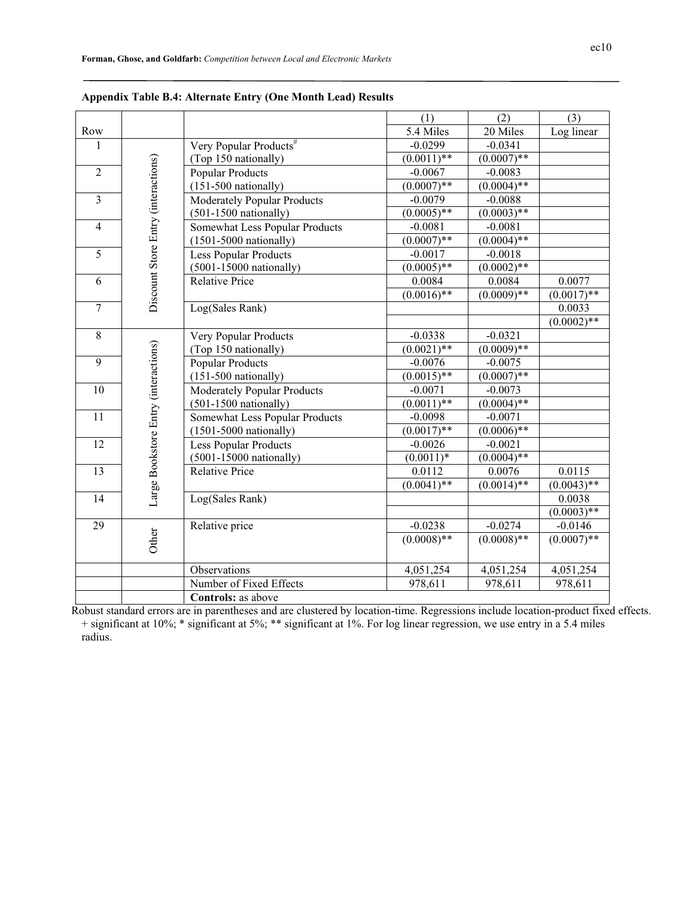**Appendix Table B.4: Alternate Entry (One Month Lead) Results**

| Row | | | (1) 5.4 Miles | (2) 20 Miles | (3) Log linear |
|---|---|---|---|---|---|
| 1 | Discount Store Entry (interactions) | Very Popular Products[#] (Top 150 nationally) | -0.0299 (0.0011)** | -0.0341 (0.0007)** | |
| 2 | | Popular Products (151-500 nationally) | -0.0067 (0.0007)** | -0.0083 (0.0004)** | |
| 3 | | Moderately Popular Products (501-1500 nationally) | -0.0079 (0.0005)** | -0.0088 (0.0003)** | |
| 4 | | Somewhat Less Popular Products (1501-5000 nationally) | -0.0081 (0.0007)** | -0.0081 (0.0004)** | |
| 5 | | Less Popular Products (5001-15000 nationally) | -0.0017 (0.0005)** | -0.0018 (0.0002)** | |
| 6 | | Relative Price | 0.0084 (0.0016)** | 0.0084 (0.0009)** | 0.0077 (0.0017)** |
| 7 | | Log(Sales Rank) | | | 0.0033 (0.0002)** |
| 8 | Large Bookstore Entry (interactions) | Very Popular Products (Top 150 nationally) | -0.0338 (0.0021)** | -0.0321 (0.0009)** | |
| 9 | | Popular Products (151-500 nationally) | -0.0076 (0.0015)** | -0.0075 (0.0007)** | |
| 10 | | Moderately Popular Products (501-1500 nationally) | -0.0071 (0.0011)** | -0.0073 (0.0004)** | |
| 11 | | Somewhat Less Popular Products (1501-5000 nationally) | -0.0098 (0.0017)** | -0.0071 (0.0006)** | |
| 12 | | Less Popular Products (5001-15000 nationally) | -0.0026 (0.0011)* | -0.0021 (0.0004)** | |
| 13 | | Relative Price | 0.0112 (0.0041)** | 0.0076 (0.0014)** | 0.0115 (0.0043)** |
| 14 | | Log(Sales Rank) | | | 0.0038 (0.0003)** |
| 29 | Other | Relative price | -0.0238 (0.0008)** | -0.0274 (0.0008)** | -0.0146 (0.0007)** |
| | | Observations | 4,051,254 | 4,051,254 | 4,051,254 |
| | | Number of Fixed Effects | 978,611 | 978,611 | 978,611 |
| | | **Controls:** as above | | | |

Robust standard errors are in parentheses and are clustered by location-time. Regressions include location-product fixed effects. + significant at 10%; * significant at 5%; ** significant at 1%. For log linear regression, we use entry in a 5.4 miles radius.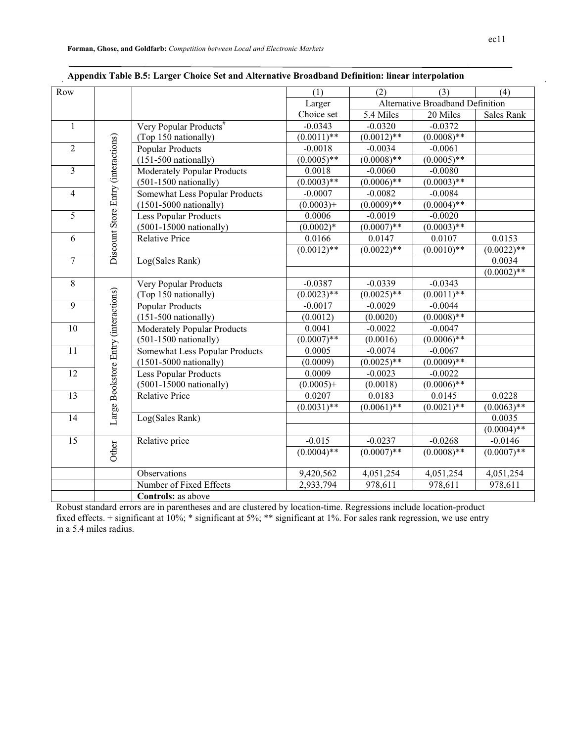**Appendix Table B.5: Larger Choice Set and Alternative Broadband Definition: linear interpolation**

| Row | | | (1) | (2) | (3) | (4) |
|---|---|---|---|---|---|---|
| | | | Larger Choice set | Alternative Broadband Definition | | |
| | | | | 5.4 Miles | 20 Miles | Sales Rank |
| 1 | Discount Store Entry (interactions) | Very Popular Products[#] | -0.0343 | -0.0320 | -0.0372 | |
| | | (Top 150 nationally) | (0.0011)** | (0.0012)** | (0.0008)** | |
| 2 | | Popular Products | -0.0018 | -0.0034 | -0.0061 | |
| | | (151-500 nationally) | (0.0005)** | (0.0008)** | (0.0005)** | |
| 3 | | Moderately Popular Products | 0.0018 | -0.0060 | -0.0080 | |
| | | (501-1500 nationally) | (0.0003)** | (0.0006)** | (0.0003)** | |
| 4 | | Somewhat Less Popular Products | -0.0007 | -0.0082 | -0.0084 | |
| | | (1501-5000 nationally) | (0.0003)+ | (0.0009)** | (0.0004)** | |
| 5 | | Less Popular Products | 0.0006 | -0.0019 | -0.0020 | |
| | | (5001-15000 nationally) | (0.0002)* | (0.0007)** | (0.0003)** | |
| 6 | | Relative Price | 0.0166 | 0.0147 | 0.0107 | 0.0153 |
| | | | (0.0012)** | (0.0022)** | (0.0010)** | (0.0022)** |
| 7 | | Log(Sales Rank) | | | | 0.0034 |
| | | | | | | (0.0002)** |
| 8 | Large Bookstore Entry (interactions) | Very Popular Products | -0.0387 | -0.0339 | -0.0343 | |
| | | (Top 150 nationally) | (0.0023)** | (0.0025)** | (0.0011)** | |
| 9 | | Popular Products | -0.0017 | -0.0029 | -0.0044 | |
| | | (151-500 nationally) | (0.0012) | (0.0020) | (0.0008)** | |
| 10 | | Moderately Popular Products | 0.0041 | -0.0022 | -0.0047 | |
| | | (501-1500 nationally) | (0.0007)** | (0.0016) | (0.0006)** | |
| 11 | | Somewhat Less Popular Products | 0.0005 | -0.0074 | -0.0067 | |
| | | (1501-5000 nationally) | (0.0009) | (0.0025)** | (0.0009)** | |
| 12 | | Less Popular Products | 0.0009 | -0.0023 | -0.0022 | |
| | | (5001-15000 nationally) | (0.0005)+ | (0.0018) | (0.0006)** | |
| 13 | | Relative Price | 0.0207 | 0.0183 | 0.0145 | 0.0228 |
| | | | (0.0031)** | (0.0061)** | (0.0021)** | (0.0063)** |
| 14 | | Log(Sales Rank) | | | | 0.0035 |
| | | | | | | (0.0004)** |
| 15 | Other | Relative price | -0.015 | -0.0237 | -0.0268 | -0.0146 |
| | | | (0.0004)** | (0.0007)** | (0.0008)** | (0.0007)** |
| | | Observations | 9,420,562 | 4,051,254 | 4,051,254 | 4,051,254 |
| | | Number of Fixed Effects | 2,933,794 | 978,611 | 978,611 | 978,611 |
| | | **Controls:** as above | | | | |

Robust standard errors are in parentheses and are clustered by location-time. Regressions include location-product fixed effects. + significant at 10%; * significant at 5%; ** significant at 1%. For sales rank regression, we use entry in a 5.4 miles radius.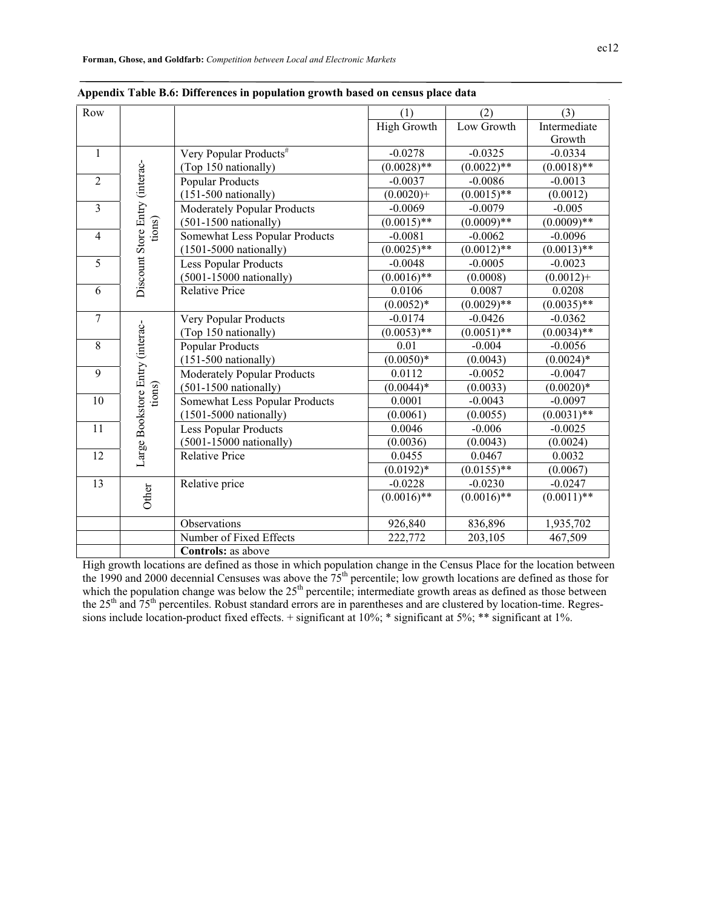**Appendix Table B.6: Differences in population growth based on census place data**

| Row | | | (1) High Growth | (2) Low Growth | (3) Intermediate Growth |
|---|---|---|---|---|---|
| 1 | Discount Store Entry (interactions) | Very Popular Products[#] (Top 150 nationally) | -0.0278 (0.0028)** | -0.0325 (0.0022)** | -0.0334 (0.0018)** |
| 2 | | Popular Products (151-500 nationally) | -0.0037 (0.0020)+ | -0.0086 (0.0015)** | -0.0013 (0.0012) |
| 3 | | Moderately Popular Products (501-1500 nationally) | -0.0069 (0.0015)** | -0.0079 (0.0009)** | -0.005 (0.0009)** |
| 4 | | Somewhat Less Popular Products (1501-5000 nationally) | -0.0081 (0.0025)** | -0.0062 (0.0012)** | -0.0096 (0.0013)** |
| 5 | | Less Popular Products (5001-15000 nationally) | -0.0048 (0.0016)** | -0.0005 (0.0008) | -0.0023 (0.0012)+ |
| 6 | | Relative Price | 0.0106 (0.0052)* | 0.0087 (0.0029)** | 0.0208 (0.0035)** |
| 7 | Large Bookstore Entry (interactions) | Very Popular Products (Top 150 nationally) | -0.0174 (0.0053)** | -0.0426 (0.0051)** | -0.0362 (0.0034)** |
| 8 | | Popular Products (151-500 nationally) | 0.01 (0.0050)* | -0.004 (0.0043) | -0.0056 (0.0024)* |
| 9 | | Moderately Popular Products (501-1500 nationally) | 0.0112 (0.0044)* | -0.0052 (0.0033) | -0.0047 (0.0020)* |
| 10 | | Somewhat Less Popular Products (1501-5000 nationally) | 0.0001 (0.0061) | -0.0043 (0.0055) | -0.0097 (0.0031)** |
| 11 | | Less Popular Products (5001-15000 nationally) | 0.0046 (0.0036) | -0.006 (0.0043) | -0.0025 (0.0024) |
| 12 | | Relative Price | 0.0455 (0.0192)* | 0.0467 (0.0155)** | 0.0032 (0.0067) |
| 13 | Other | Relative price | -0.0228 (0.0016)** | -0.0230 (0.0016)** | -0.0247 (0.0011)** |
| | | Observations | 926,840 | 836,896 | 1,935,702 |
| | | Number of Fixed Effects | 222,772 | 203,105 | 467,509 |
| | | **Controls:** as above | | | |

High growth locations are defined as those in which population change in the Census Place for the location between the 1990 and 2000 decennial Censuses was above the 75th percentile; low growth locations are defined as those for which the population change was below the 25th percentile; intermediate growth areas as defined as those between the 25th and 75th percentiles. Robust standard errors are in parentheses and are clustered by location-time. Regressions include location-product fixed effects. + significant at 10%; * significant at 5%; ** significant at 1%.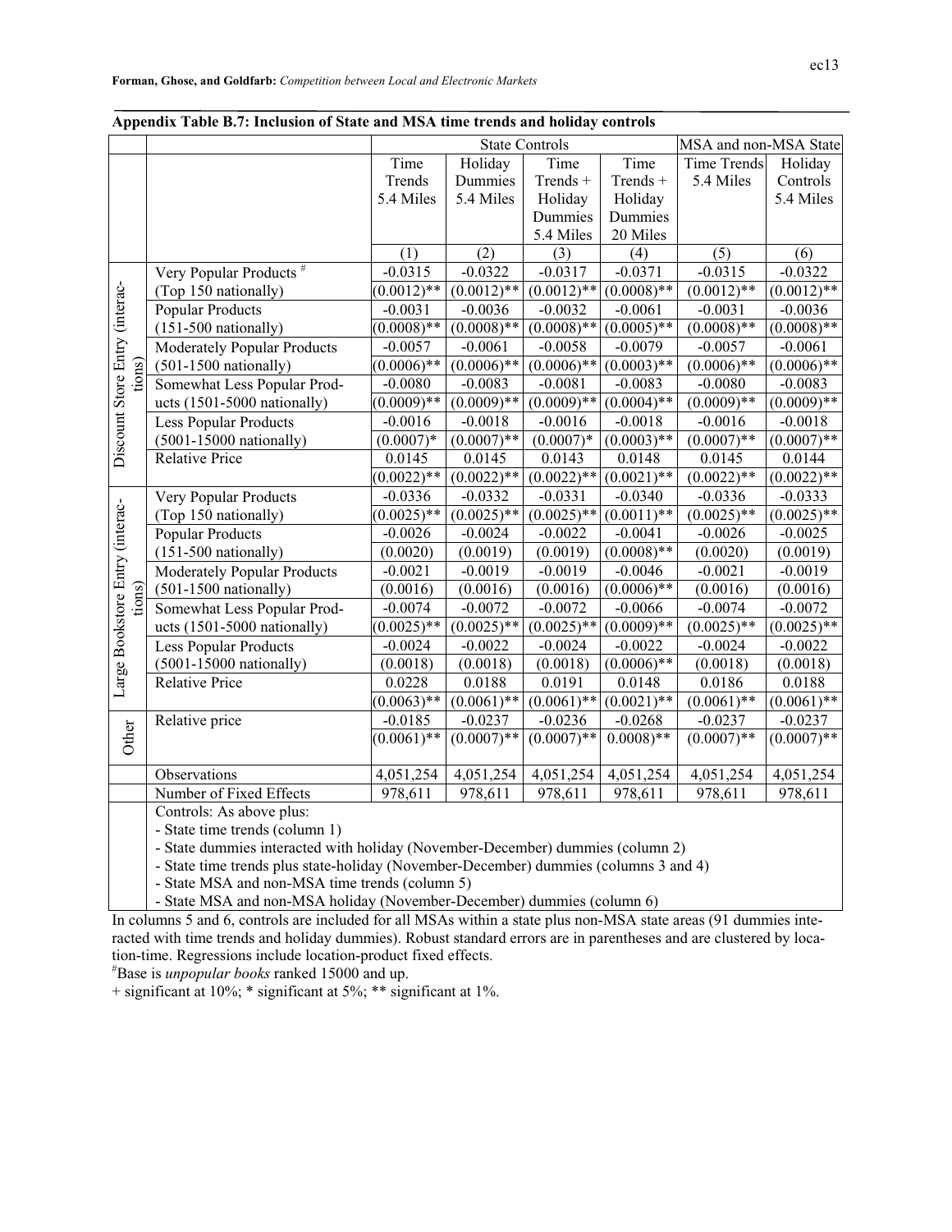**Appendix Table B.7: Inclusion of State and MSA time trends and holiday controls**

| | | State Controls | | | | MSA and non-MSA State | |
|---|---|---|---|---|---|---|---|
| | | Time Trends 5.4 Miles | Holiday Dummies 5.4 Miles | Time Trends + Holiday Dummies 5.4 Miles | Time Trends + Holiday Dummies 20 Miles | Time Trends 5.4 Miles | Holiday Controls 5.4 Miles |
| | | (1) | (2) | (3) | (4) | (5) | (6) |
| Discount Store Entry (interactions) | Very Popular Products # | -0.0315 | -0.0322 | -0.0317 | -0.0371 | -0.0315 | -0.0322 |
| | (Top 150 nationally) | (0.0012)** | (0.0012)** | (0.0012)** | (0.0008)** | (0.0012)** | (0.0012)** |
| | Popular Products | -0.0031 | -0.0036 | -0.0032 | -0.0061 | -0.0031 | -0.0036 |
| | (151-500 nationally) | (0.0008)** | (0.0008)** | (0.0008)** | (0.0005)** | (0.0008)** | (0.0008)** |
| | Moderately Popular Products | -0.0057 | -0.0061 | -0.0058 | -0.0079 | -0.0057 | -0.0061 |
| | (501-1500 nationally) | (0.0006)** | (0.0006)** | (0.0006)** | (0.0003)** | (0.0006)** | (0.0006)** |
| | Somewhat Less Popular Products (1501-5000 nationally) | -0.0080 | -0.0083 | -0.0081 | -0.0083 | -0.0080 | -0.0083 |
| | | (0.0009)** | (0.0009)** | (0.0009)** | (0.0004)** | (0.0009)** | (0.0009)** |
| | Less Popular Products | -0.0016 | -0.0018 | -0.0016 | -0.0018 | -0.0016 | -0.0018 |
| | (5001-15000 nationally) | (0.0007)* | (0.0007)** | (0.0007)* | (0.0003)** | (0.0007)** | (0.0007)** |
| | Relative Price | 0.0145 | 0.0145 | 0.0143 | 0.0148 | 0.0145 | 0.0144 |
| | | (0.0022)** | (0.0022)** | (0.0022)** | (0.0021)** | (0.0022)** | (0.0022)** |
| Large Bookstore Entry (interactions) | Very Popular Products | -0.0336 | -0.0332 | -0.0331 | -0.0340 | -0.0336 | -0.0333 |
| | (Top 150 nationally) | (0.0025)** | (0.0025)** | (0.0025)** | (0.0011)** | (0.0025)** | (0.0025)** |
| | Popular Products | -0.0026 | -0.0024 | -0.0022 | -0.0041 | -0.0026 | -0.0025 |
| | (151-500 nationally) | (0.0020) | (0.0019) | (0.0019) | (0.0008)** | (0.0020) | (0.0019) |
| | Moderately Popular Products | -0.0021 | -0.0019 | -0.0019 | -0.0046 | -0.0021 | -0.0019 |
| | (501-1500 nationally) | (0.0016) | (0.0016) | (0.0016) | (0.0006)** | (0.0016) | (0.0016) |
| | Somewhat Less Popular Products (1501-5000 nationally) | -0.0074 | -0.0072 | -0.0072 | -0.0066 | -0.0074 | -0.0072 |
| | | (0.0025)** | (0.0025)** | (0.0025)** | (0.0009)** | (0.0025)** | (0.0025)** |
| | Less Popular Products | -0.0024 | -0.0022 | -0.0024 | -0.0022 | -0.0024 | -0.0022 |
| | (5001-15000 nationally) | (0.0018) | (0.0018) | (0.0018) | (0.0006)** | (0.0018) | (0.0018) |
| | Relative Price | 0.0228 | 0.0188 | 0.0191 | 0.0148 | 0.0186 | 0.0188 |
| | | (0.0063)** | (0.0061)** | (0.0061)** | (0.0021)** | (0.0061)** | (0.0061)** |
| Other | Relative price | -0.0185 | -0.0237 | -0.0236 | -0.0268 | -0.0237 | -0.0237 |
| | | (0.0061)** | (0.0007)** | (0.0007)** | 0.0008)** | (0.0007)** | (0.0007)** |
| | Observations | 4,051,254 | 4,051,254 | 4,051,254 | 4,051,254 | 4,051,254 | 4,051,254 |
| | Number of Fixed Effects | 978,611 | 978,611 | 978,611 | 978,611 | 978,611 | 978,611 |

Controls: As above plus:
- State time trends (column 1)
- State dummies interacted with holiday (November-December) dummies (column 2)
- State time trends plus state-holiday (November-December) dummies (columns 3 and 4)
- State MSA and non-MSA time trends (column 5)
- State MSA and non-MSA holiday (November-December) dummies (column 6)

In columns 5 and 6, controls are included for all MSAs within a state plus non-MSA state areas (91 dummies interacted with time trends and holiday dummies). Robust standard errors are in parentheses and are clustered by location-time. Regressions include location-product fixed effects.

#Base is *unpopular books* ranked 15000 and up.

+ significant at 10%; * significant at 5%; ** significant at 1%.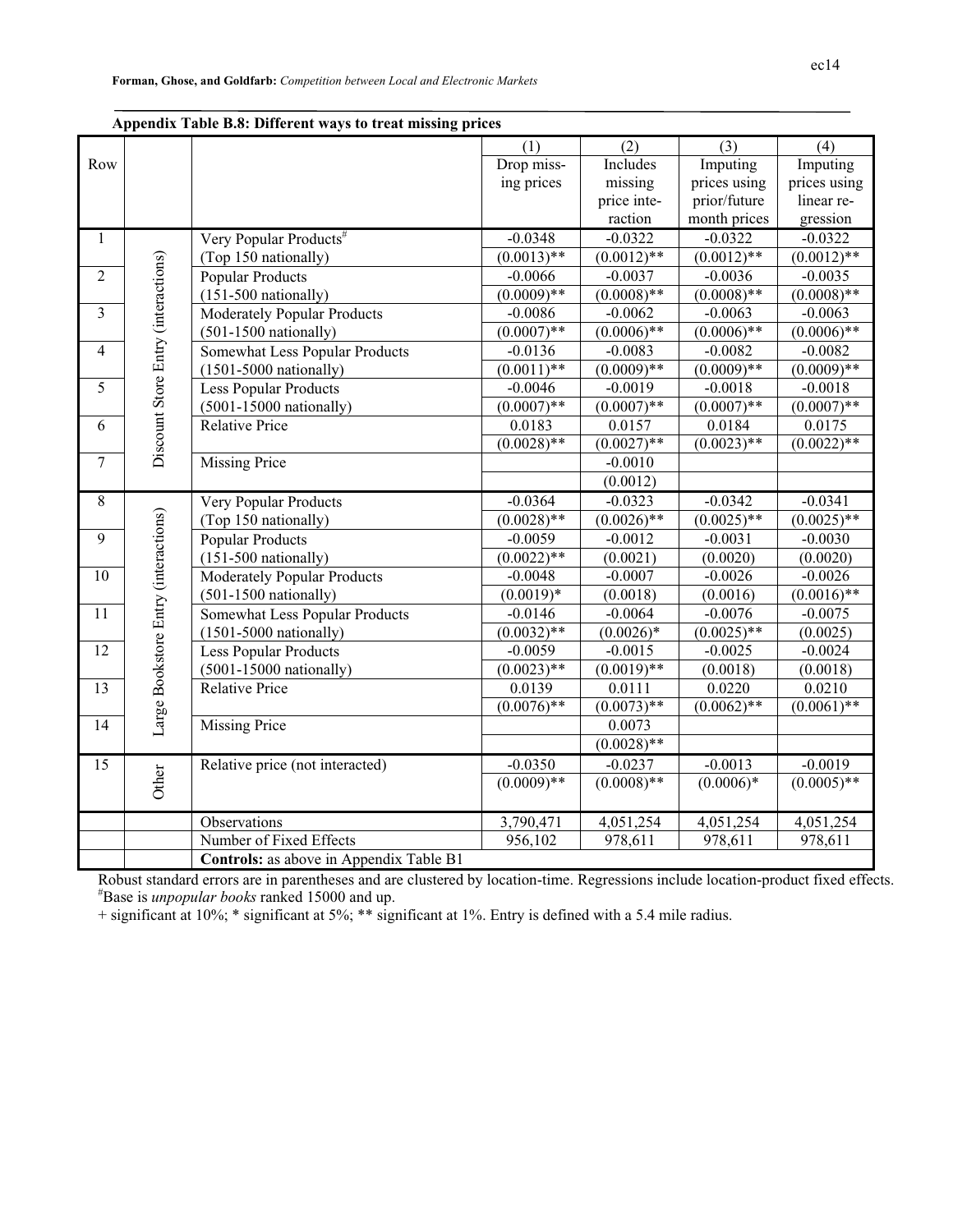**Appendix Table B.8: Different ways to treat missing prices**

| Row | | | (1) Drop missing prices | (2) Includes missing price interaction | (3) Imputing prices using prior/future month prices | (4) Imputing prices using linear regression |
|---|---|---|---|---|---|---|
| 1 | Discount Store Entry (interactions) | Very Popular Products[#] | -0.0348 | -0.0322 | -0.0322 | -0.0322 |
| | | (Top 150 nationally) | (0.0013)** | (0.0012)** | (0.0012)** | (0.0012)** |
| 2 | | Popular Products | -0.0066 | -0.0037 | -0.0036 | -0.0035 |
| | | (151-500 nationally) | (0.0009)** | (0.0008)** | (0.0008)** | (0.0008)** |
| 3 | | Moderately Popular Products | -0.0086 | -0.0062 | -0.0063 | -0.0063 |
| | | (501-1500 nationally) | (0.0007)** | (0.0006)** | (0.0006)** | (0.0006)** |
| 4 | | Somewhat Less Popular Products | -0.0136 | -0.0083 | -0.0082 | -0.0082 |
| | | (1501-5000 nationally) | (0.0011)** | (0.0009)** | (0.0009)** | (0.0009)** |
| 5 | | Less Popular Products | -0.0046 | -0.0019 | -0.0018 | -0.0018 |
| | | (5001-15000 nationally) | (0.0007)** | (0.0007)** | (0.0007)** | (0.0007)** |
| 6 | | Relative Price | 0.0183 | 0.0157 | 0.0184 | 0.0175 |
| | | | (0.0028)** | (0.0027)** | (0.0023)** | (0.0022)** |
| 7 | | Missing Price | | -0.0010 | | |
| | | | | (0.0012) | | |
| 8 | Large Bookstore Entry (interactions) | Very Popular Products | -0.0364 | -0.0323 | -0.0342 | -0.0341 |
| | | (Top 150 nationally) | (0.0028)** | (0.0026)** | (0.0025)** | (0.0025)** |
| 9 | | Popular Products | -0.0059 | -0.0012 | -0.0031 | -0.0030 |
| | | (151-500 nationally) | (0.0022)** | (0.0021) | (0.0020) | (0.0020) |
| 10 | | Moderately Popular Products | -0.0048 | -0.0007 | -0.0026 | -0.0026 |
| | | (501-1500 nationally) | (0.0019)* | (0.0018) | (0.0016) | (0.0016)** |
| 11 | | Somewhat Less Popular Products | -0.0146 | -0.0064 | -0.0076 | -0.0075 |
| | | (1501-5000 nationally) | (0.0032)** | (0.0026)* | (0.0025)** | (0.0025) |
| 12 | | Less Popular Products | -0.0059 | -0.0015 | -0.0025 | -0.0024 |
| | | (5001-15000 nationally) | (0.0023)** | (0.0019)** | (0.0018) | (0.0018) |
| 13 | | Relative Price | 0.0139 | 0.0111 | 0.0220 | 0.0210 |
| | | | (0.0076)** | (0.0073)** | (0.0062)** | (0.0061)** |
| 14 | | Missing Price | | 0.0073 | | |
| | | | | (0.0028)** | | |
| 15 | Other | Relative price (not interacted) | -0.0350 | -0.0237 | -0.0013 | -0.0019 |
| | | | (0.0009)** | (0.0008)** | (0.0006)* | (0.0005)** |
| | | Observations | 3,790,471 | 4,051,254 | 4,051,254 | 4,051,254 |
| | | Number of Fixed Effects | 956,102 | 978,611 | 978,611 | 978,611 |
| | | **Controls:** as above in Appendix Table B1 | | | | |

Robust standard errors are in parentheses and are clustered by location-time. Regressions include location-product fixed effects.
[#]Base is *unpopular books* ranked 15000 and up.
+ significant at 10%; * significant at 5%; ** significant at 1%. Entry is defined with a 5.4 mile radius.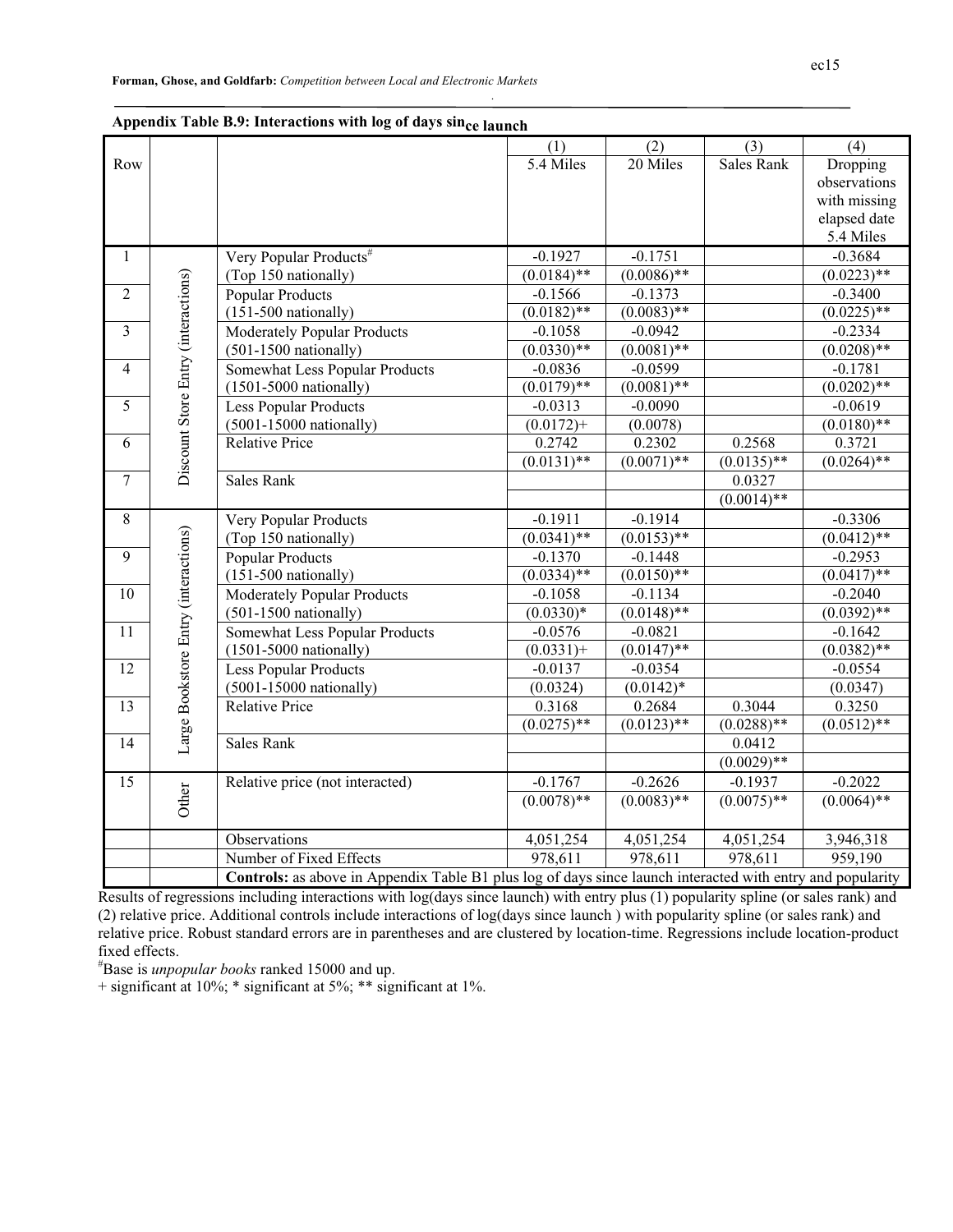**Appendix Table B.9: Interactions with log of days since launch**

| Row | | | (1) 5.4 Miles | (2) 20 Miles | (3) Sales Rank | (4) Dropping observations with missing elapsed date 5.4 Miles |
|---|---|---|---|---|---|---|
| 1 | Discount Store Entry (interactions) | Very Popular Products[#] (Top 150 nationally) | -0.1927 (0.0184)** | -0.1751 (0.0086)** | | -0.3684 (0.0223)** |
| 2 | | Popular Products (151-500 nationally) | -0.1566 (0.0182)** | -0.1373 (0.0083)** | | -0.3400 (0.0225)** |
| 3 | | Moderately Popular Products (501-1500 nationally) | -0.1058 (0.0330)** | -0.0942 (0.0081)** | | -0.2334 (0.0208)** |
| 4 | | Somewhat Less Popular Products (1501-5000 nationally) | -0.0836 (0.0179)** | -0.0599 (0.0081)** | | -0.1781 (0.0202)** |
| 5 | | Less Popular Products (5001-15000 nationally) | -0.0313 (0.0172)+ | -0.0090 (0.0078) | | -0.0619 (0.0180)** |
| 6 | | Relative Price | 0.2742 (0.0131)** | 0.2302 (0.0071)** | 0.2568 (0.0135)** | 0.3721 (0.0264)** |
| 7 | | Sales Rank | | | 0.0327 (0.0014)** | |
| 8 | Large Bookstore Entry (interactions) | Very Popular Products (Top 150 nationally) | -0.1911 (0.0341)** | -0.1914 (0.0153)** | | -0.3306 (0.0412)** |
| 9 | | Popular Products (151-500 nationally) | -0.1370 (0.0334)** | -0.1448 (0.0150)** | | -0.2953 (0.0417)** |
| 10 | | Moderately Popular Products (501-1500 nationally) | -0.1058 (0.0330)* | -0.1134 (0.0148)** | | -0.2040 (0.0392)** |
| 11 | | Somewhat Less Popular Products (1501-5000 nationally) | -0.0576 (0.0331)+ | -0.0821 (0.0147)** | | -0.1642 (0.0382)** |
| 12 | | Less Popular Products (5001-15000 nationally) | -0.0137 (0.0324) | -0.0354 (0.0142)* | | -0.0554 (0.0347) |
| 13 | | Relative Price | 0.3168 (0.0275)** | 0.2684 (0.0123)** | 0.3044 (0.0288)** | 0.3250 (0.0512)** |
| 14 | | Sales Rank | | | 0.0412 (0.0029)** | |
| 15 | Other | Relative price (not interacted) | -0.1767 (0.0078)** | -0.2626 (0.0083)** | -0.1937 (0.0075)** | -0.2022 (0.0064)** |
| | | Observations | 4,051,254 | 4,051,254 | 4,051,254 | 3,946,318 |
| | | Number of Fixed Effects | 978,611 | 978,611 | 978,611 | 959,190 |
| | | **Controls:** as above in Appendix Table B1 plus log of days since launch interacted with entry and popularity | | | | |

Results of regressions including interactions with log(days since launch) with entry plus (1) popularity spline (or sales rank) and (2) relative price. Additional controls include interactions of log(days since launch ) with popularity spline (or sales rank) and relative price. Robust standard errors are in parentheses and are clustered by location-time. Regressions include location-product fixed effects.

[#] Base is *unpopular books* ranked 15000 and up.

+ significant at 10%; * significant at 5%; ** significant at 1%.